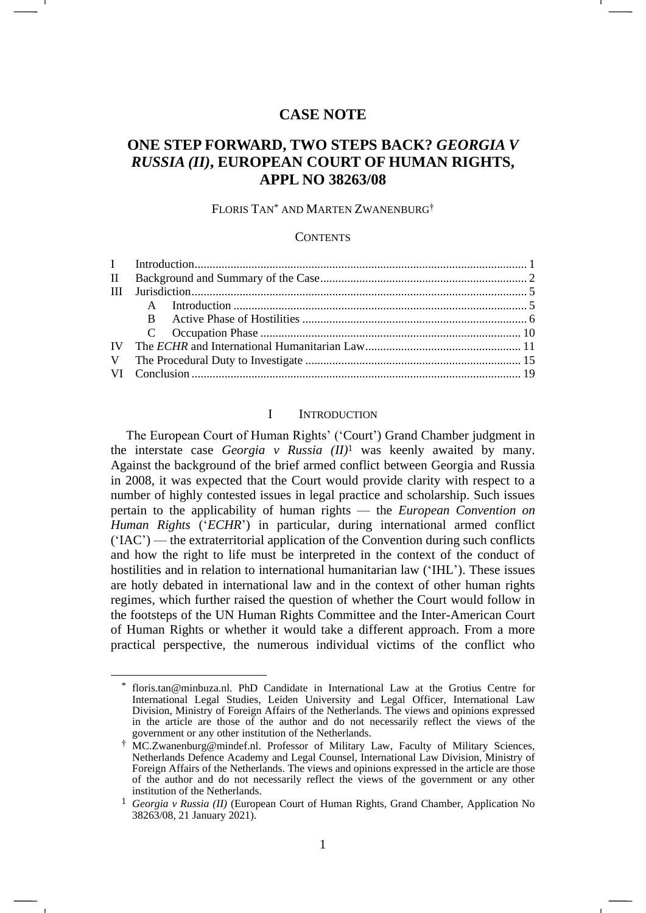# CASE NOTE

# ONE STEP FORWARD, TWO STEPS BACK? *GEORGIA V RUSSIA (II)*, EUROPEAN COURT OF HUMAN RIGHTS, APPL NO 38263/08

FLORIS TAN[*] AND MARTEN ZWANENBURG[†]

CONTENTS

| | | | |
|---|---|---|---|
| I | Introduction | | 1 |
| II | Background and Summary of the Case | | 2 |
| III | Jurisdiction | | 5 |
| | A | Introduction | 5 |
| | B | Active Phase of Hostilities | 6 |
| | C | Occupation Phase | 10 |
| IV | The *ECHR* and International Humanitarian Law | | 11 |
| V | The Procedural Duty to Investigate | | 15 |
| VI | Conclusion | | 19 |

## I INTRODUCTION

The European Court of Human Rights' ('Court') Grand Chamber judgment in the interstate case *Georgia v Russia (II)*[1] was keenly awaited by many. Against the background of the brief armed conflict between Georgia and Russia in 2008, it was expected that the Court would provide clarity with respect to a number of highly contested issues in legal practice and scholarship. Such issues pertain to the applicability of human rights — the *European Convention on Human Rights* ('*ECHR*') in particular, during international armed conflict ('IAC') — the extraterritorial application of the Convention during such conflicts and how the right to life must be interpreted in the context of the conduct of hostilities and in relation to international humanitarian law ('IHL'). These issues are hotly debated in international law and in the context of other human rights regimes, which further raised the question of whether the Court would follow in the footsteps of the UN Human Rights Committee and the Inter-American Court of Human Rights or whether it would take a different approach. From a more practical perspective, the numerous individual victims of the conflict who

---

[*] floris.tan@minbuza.nl. PhD Candidate in International Law at the Grotius Centre for International Legal Studies, Leiden University and Legal Officer, International Law Division, Ministry of Foreign Affairs of the Netherlands. The views and opinions expressed in the article are those of the author and do not necessarily reflect the views of the government or any other institution of the Netherlands.

[†] MC.Zwanenburg@mindef.nl. Professor of Military Law, Faculty of Military Sciences, Netherlands Defence Academy and Legal Counsel, International Law Division, Ministry of Foreign Affairs of the Netherlands. The views and opinions expressed in the article are those of the author and do not necessarily reflect the views of the government or any other institution of the Netherlands.

[1] *Georgia v Russia (II)* (European Court of Human Rights, Grand Chamber, Application No 38263/08, 21 January 2021).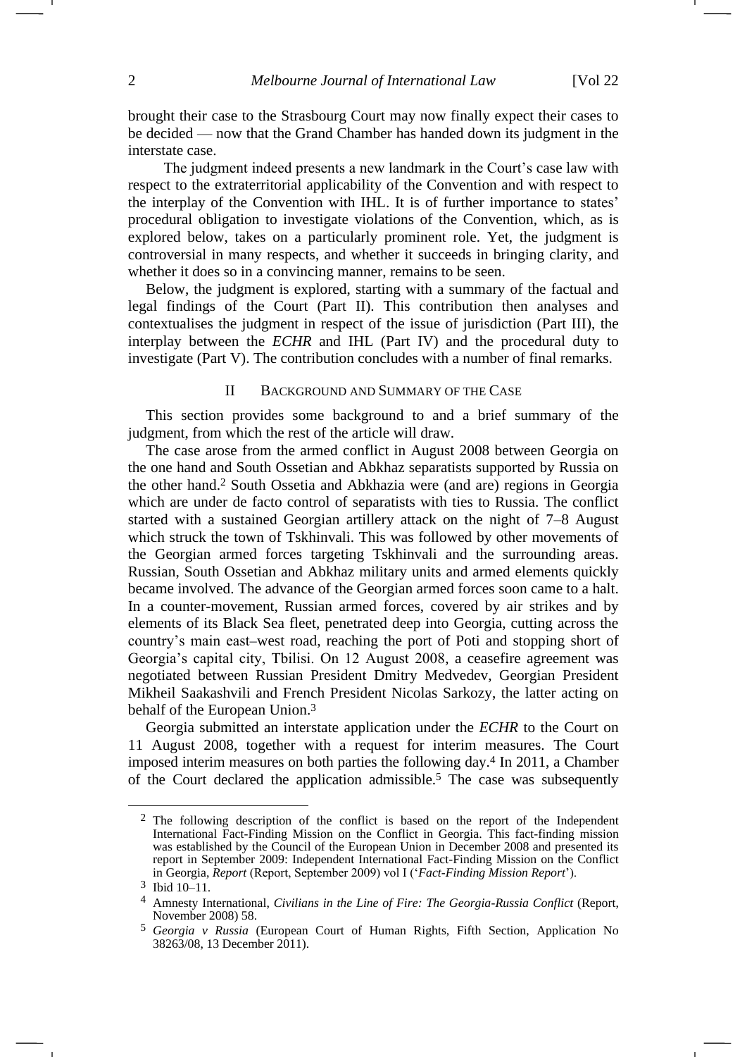brought their case to the Strasbourg Court may now finally expect their cases to be decided — now that the Grand Chamber has handed down its judgment in the interstate case.

The judgment indeed presents a new landmark in the Court's case law with respect to the extraterritorial applicability of the Convention and with respect to the interplay of the Convention with IHL. It is of further importance to states' procedural obligation to investigate violations of the Convention, which, as is explored below, takes on a particularly prominent role. Yet, the judgment is controversial in many respects, and whether it succeeds in bringing clarity, and whether it does so in a convincing manner, remains to be seen.

Below, the judgment is explored, starting with a summary of the factual and legal findings of the Court (Part II). This contribution then analyses and contextualises the judgment in respect of the issue of jurisdiction (Part III), the interplay between the *ECHR* and IHL (Part IV) and the procedural duty to investigate (Part V). The contribution concludes with a number of final remarks.

## II Background and Summary of the Case

This section provides some background to and a brief summary of the judgment, from which the rest of the article will draw.

The case arose from the armed conflict in August 2008 between Georgia on the one hand and South Ossetian and Abkhaz separatists supported by Russia on the other hand.[2] South Ossetia and Abkhazia were (and are) regions in Georgia which are under de facto control of separatists with ties to Russia. The conflict started with a sustained Georgian artillery attack on the night of 7–8 August which struck the town of Tskhinvali. This was followed by other movements of the Georgian armed forces targeting Tskhinvali and the surrounding areas. Russian, South Ossetian and Abkhaz military units and armed elements quickly became involved. The advance of the Georgian armed forces soon came to a halt. In a counter-movement, Russian armed forces, covered by air strikes and by elements of its Black Sea fleet, penetrated deep into Georgia, cutting across the country's main east–west road, reaching the port of Poti and stopping short of Georgia's capital city, Tbilisi. On 12 August 2008, a ceasefire agreement was negotiated between Russian President Dmitry Medvedev, Georgian President Mikheil Saakashvili and French President Nicolas Sarkozy, the latter acting on behalf of the European Union.[3]

Georgia submitted an interstate application under the *ECHR* to the Court on 11 August 2008, together with a request for interim measures. The Court imposed interim measures on both parties the following day.[4] In 2011, a Chamber of the Court declared the application admissible.[5] The case was subsequently

---

[2] The following description of the conflict is based on the report of the Independent International Fact-Finding Mission on the Conflict in Georgia. This fact-finding mission was established by the Council of the European Union in December 2008 and presented its report in September 2009: Independent International Fact-Finding Mission on the Conflict in Georgia, *Report* (Report, September 2009) vol I ('*Fact-Finding Mission Report*').

[3] Ibid 10–11.

[4] Amnesty International, *Civilians in the Line of Fire: The Georgia-Russia Conflict* (Report, November 2008) 58.

[5] *Georgia v Russia* (European Court of Human Rights, Fifth Section, Application No 38263/08, 13 December 2011).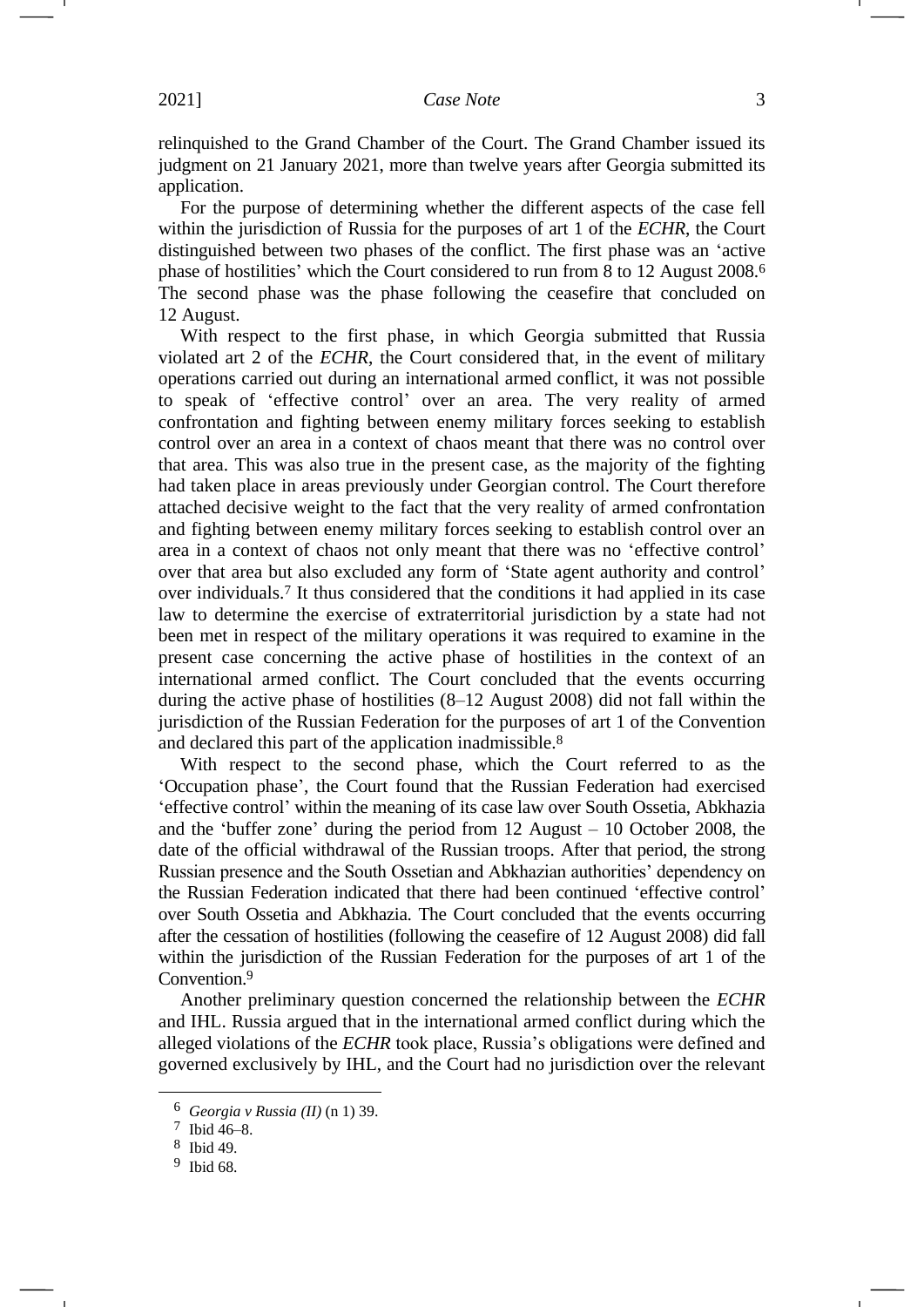relinquished to the Grand Chamber of the Court. The Grand Chamber issued its judgment on 21 January 2021, more than twelve years after Georgia submitted its application.

For the purpose of determining whether the different aspects of the case fell within the jurisdiction of Russia for the purposes of art 1 of the *ECHR*, the Court distinguished between two phases of the conflict. The first phase was an 'active phase of hostilities' which the Court considered to run from 8 to 12 August 2008.[6] The second phase was the phase following the ceasefire that concluded on 12 August.

With respect to the first phase, in which Georgia submitted that Russia violated art 2 of the *ECHR*, the Court considered that, in the event of military operations carried out during an international armed conflict, it was not possible to speak of 'effective control' over an area. The very reality of armed confrontation and fighting between enemy military forces seeking to establish control over an area in a context of chaos meant that there was no control over that area. This was also true in the present case, as the majority of the fighting had taken place in areas previously under Georgian control. The Court therefore attached decisive weight to the fact that the very reality of armed confrontation and fighting between enemy military forces seeking to establish control over an area in a context of chaos not only meant that there was no 'effective control' over that area but also excluded any form of 'State agent authority and control' over individuals.[7] It thus considered that the conditions it had applied in its case law to determine the exercise of extraterritorial jurisdiction by a state had not been met in respect of the military operations it was required to examine in the present case concerning the active phase of hostilities in the context of an international armed conflict. The Court concluded that the events occurring during the active phase of hostilities (8–12 August 2008) did not fall within the jurisdiction of the Russian Federation for the purposes of art 1 of the Convention and declared this part of the application inadmissible.[8]

With respect to the second phase, which the Court referred to as the 'Occupation phase', the Court found that the Russian Federation had exercised 'effective control' within the meaning of its case law over South Ossetia, Abkhazia and the 'buffer zone' during the period from 12 August – 10 October 2008, the date of the official withdrawal of the Russian troops. After that period, the strong Russian presence and the South Ossetian and Abkhazian authorities' dependency on the Russian Federation indicated that there had been continued 'effective control' over South Ossetia and Abkhazia. The Court concluded that the events occurring after the cessation of hostilities (following the ceasefire of 12 August 2008) did fall within the jurisdiction of the Russian Federation for the purposes of art 1 of the Convention.[9]

Another preliminary question concerned the relationship between the *ECHR* and IHL. Russia argued that in the international armed conflict during which the alleged violations of the *ECHR* took place, Russia's obligations were defined and governed exclusively by IHL, and the Court had no jurisdiction over the relevant

---

[6] *Georgia v Russia (II)* (n 1) 39.

[7] Ibid 46–8.

[8] Ibid 49.

[9] Ibid 68.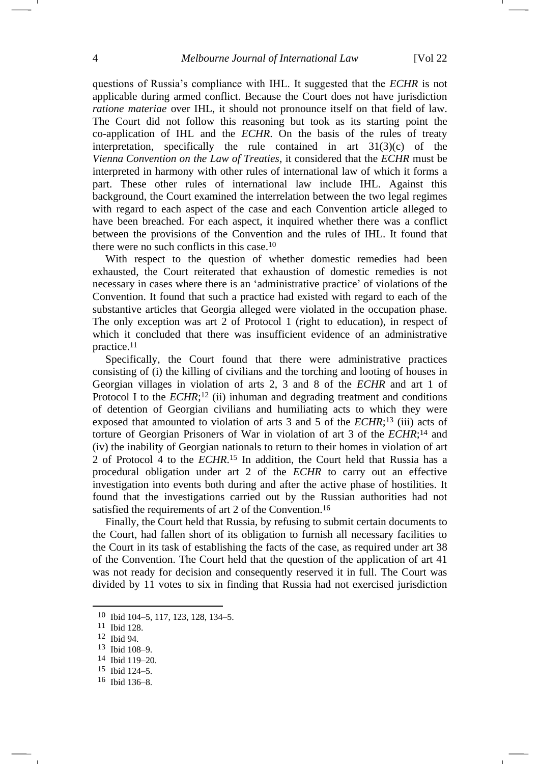questions of Russia's compliance with IHL. It suggested that the *ECHR* is not applicable during armed conflict. Because the Court does not have jurisdiction *ratione materiae* over IHL, it should not pronounce itself on that field of law. The Court did not follow this reasoning but took as its starting point the co-application of IHL and the *ECHR*. On the basis of the rules of treaty interpretation, specifically the rule contained in art 31(3)(c) of the *Vienna Convention on the Law of Treaties*, it considered that the *ECHR* must be interpreted in harmony with other rules of international law of which it forms a part. These other rules of international law include IHL. Against this background, the Court examined the interrelation between the two legal regimes with regard to each aspect of the case and each Convention article alleged to have been breached. For each aspect, it inquired whether there was a conflict between the provisions of the Convention and the rules of IHL. It found that there were no such conflicts in this case.[10]

With respect to the question of whether domestic remedies had been exhausted, the Court reiterated that exhaustion of domestic remedies is not necessary in cases where there is an 'administrative practice' of violations of the Convention. It found that such a practice had existed with regard to each of the substantive articles that Georgia alleged were violated in the occupation phase. The only exception was art 2 of Protocol 1 (right to education), in respect of which it concluded that there was insufficient evidence of an administrative practice.[11]

Specifically, the Court found that there were administrative practices consisting of (i) the killing of civilians and the torching and looting of houses in Georgian villages in violation of arts 2, 3 and 8 of the *ECHR* and art 1 of Protocol I to the *ECHR*;[12] (ii) inhuman and degrading treatment and conditions of detention of Georgian civilians and humiliating acts to which they were exposed that amounted to violation of arts 3 and 5 of the *ECHR*;[13] (iii) acts of torture of Georgian Prisoners of War in violation of art 3 of the *ECHR*;[14] and (iv) the inability of Georgian nationals to return to their homes in violation of art 2 of Protocol 4 to the *ECHR*.[15] In addition, the Court held that Russia has a procedural obligation under art 2 of the *ECHR* to carry out an effective investigation into events both during and after the active phase of hostilities. It found that the investigations carried out by the Russian authorities had not satisfied the requirements of art 2 of the Convention.[16]

Finally, the Court held that Russia, by refusing to submit certain documents to the Court, had fallen short of its obligation to furnish all necessary facilities to the Court in its task of establishing the facts of the case, as required under art 38 of the Convention. The Court held that the question of the application of art 41 was not ready for decision and consequently reserved it in full. The Court was divided by 11 votes to six in finding that Russia had not exercised jurisdiction

---

[10] Ibid 104–5, 117, 123, 128, 134–5.

[11] Ibid 128.

[12] Ibid 94.

[13] Ibid 108–9.

[14] Ibid 119–20.

[15] Ibid 124–5.

[16] Ibid 136–8.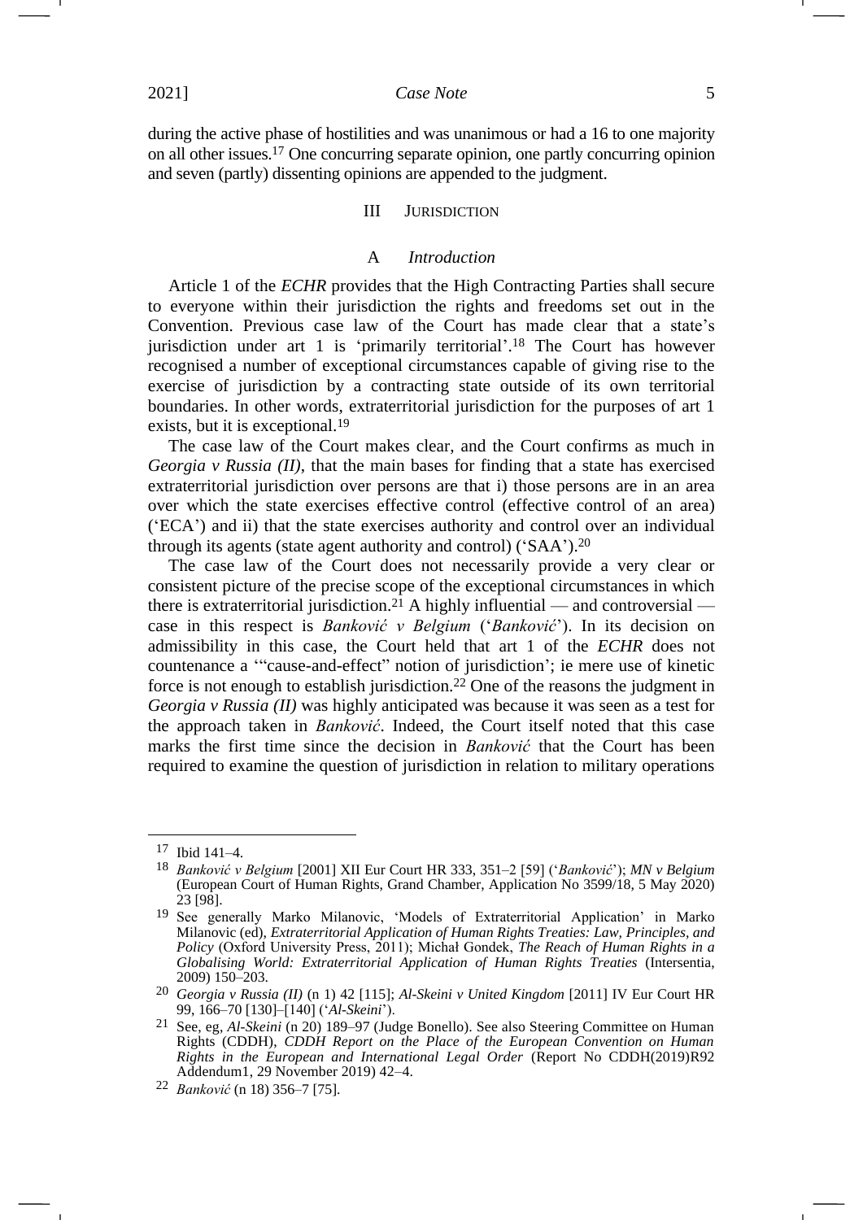during the active phase of hostilities and was unanimous or had a 16 to one majority on all other issues.[17] One concurring separate opinion, one partly concurring opinion and seven (partly) dissenting opinions are appended to the judgment.

## III JURISDICTION

### A *Introduction*

Article 1 of the *ECHR* provides that the High Contracting Parties shall secure to everyone within their jurisdiction the rights and freedoms set out in the Convention. Previous case law of the Court has made clear that a state's jurisdiction under art 1 is 'primarily territorial'.[18] The Court has however recognised a number of exceptional circumstances capable of giving rise to the exercise of jurisdiction by a contracting state outside of its own territorial boundaries. In other words, extraterritorial jurisdiction for the purposes of art 1 exists, but it is exceptional.[19]

The case law of the Court makes clear, and the Court confirms as much in *Georgia v Russia (II)*, that the main bases for finding that a state has exercised extraterritorial jurisdiction over persons are that i) those persons are in an area over which the state exercises effective control (effective control of an area) ('ECA') and ii) that the state exercises authority and control over an individual through its agents (state agent authority and control) ('SAA').[20]

The case law of the Court does not necessarily provide a very clear or consistent picture of the precise scope of the exceptional circumstances in which there is extraterritorial jurisdiction.[21] A highly influential — and controversial — case in this respect is *Banković v Belgium* ('*Banković*'). In its decision on admissibility in this case, the Court held that art 1 of the *ECHR* does not countenance a '"cause-and-effect" notion of jurisdiction'; ie mere use of kinetic force is not enough to establish jurisdiction.[22] One of the reasons the judgment in *Georgia v Russia (II)* was highly anticipated was because it was seen as a test for the approach taken in *Banković*. Indeed, the Court itself noted that this case marks the first time since the decision in *Banković* that the Court has been required to examine the question of jurisdiction in relation to military operations

---

17 Ibid 141–4.

18 *Banković v Belgium* [2001] XII Eur Court HR 333, 351–2 [59] ('*Banković*'); *MN v Belgium* (European Court of Human Rights, Grand Chamber, Application No 3599/18, 5 May 2020) 23 [98].

19 See generally Marko Milanovic, 'Models of Extraterritorial Application' in Marko Milanovic (ed), *Extraterritorial Application of Human Rights Treaties: Law, Principles, and Policy* (Oxford University Press, 2011); Michał Gondek, *The Reach of Human Rights in a Globalising World: Extraterritorial Application of Human Rights Treaties* (Intersentia, 2009) 150–203.

20 *Georgia v Russia (II)* (n 1) 42 [115]; *Al-Skeini v United Kingdom* [2011] IV Eur Court HR 99, 166–70 [130]–[140] ('*Al-Skeini*').

21 See, eg, *Al-Skeini* (n 20) 189–97 (Judge Bonello). See also Steering Committee on Human Rights (CDDH), *CDDH Report on the Place of the European Convention on Human Rights in the European and International Legal Order* (Report No CDDH(2019)R92 Addendum1, 29 November 2019) 42–4.

22 *Banković* (n 18) 356–7 [75].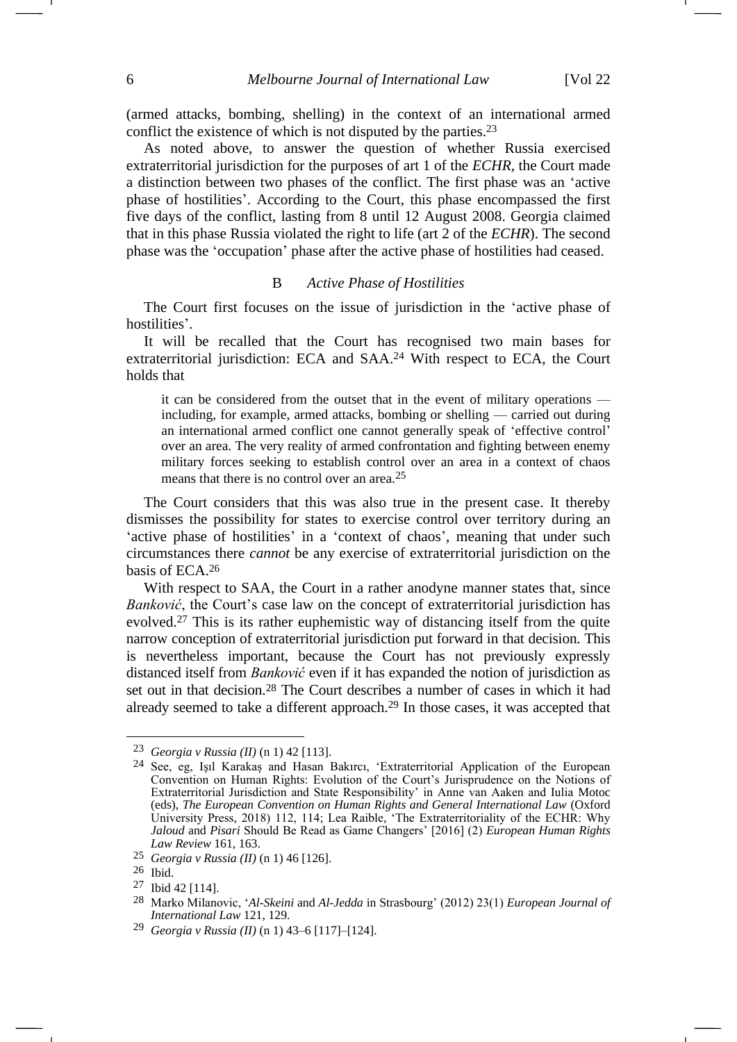(armed attacks, bombing, shelling) in the context of an international armed conflict the existence of which is not disputed by the parties.[23]

As noted above, to answer the question of whether Russia exercised extraterritorial jurisdiction for the purposes of art 1 of the *ECHR*, the Court made a distinction between two phases of the conflict. The first phase was an 'active phase of hostilities'. According to the Court, this phase encompassed the first five days of the conflict, lasting from 8 until 12 August 2008. Georgia claimed that in this phase Russia violated the right to life (art 2 of the *ECHR*). The second phase was the 'occupation' phase after the active phase of hostilities had ceased.

### B *Active Phase of Hostilities*

The Court first focuses on the issue of jurisdiction in the 'active phase of hostilities'.

It will be recalled that the Court has recognised two main bases for extraterritorial jurisdiction: ECA and SAA.[24] With respect to ECA, the Court holds that

> it can be considered from the outset that in the event of military operations — including, for example, armed attacks, bombing or shelling — carried out during an international armed conflict one cannot generally speak of 'effective control' over an area. The very reality of armed confrontation and fighting between enemy military forces seeking to establish control over an area in a context of chaos means that there is no control over an area.[25]

The Court considers that this was also true in the present case. It thereby dismisses the possibility for states to exercise control over territory during an 'active phase of hostilities' in a 'context of chaos', meaning that under such circumstances there *cannot* be any exercise of extraterritorial jurisdiction on the basis of ECA.[26]

With respect to SAA, the Court in a rather anodyne manner states that, since *Banković*, the Court's case law on the concept of extraterritorial jurisdiction has evolved.[27] This is its rather euphemistic way of distancing itself from the quite narrow conception of extraterritorial jurisdiction put forward in that decision. This is nevertheless important, because the Court has not previously expressly distanced itself from *Banković* even if it has expanded the notion of jurisdiction as set out in that decision.[28] The Court describes a number of cases in which it had already seemed to take a different approach.[29] In those cases, it was accepted that

---

[23] *Georgia v Russia (II)* (n 1) 42 [113].

[24] See, eg, Işıl Karakaş and Hasan Bakırcı, 'Extraterritorial Application of the European Convention on Human Rights: Evolution of the Court's Jurisprudence on the Notions of Extraterritorial Jurisdiction and State Responsibility' in Anne van Aaken and Iulia Motoc (eds), *The European Convention on Human Rights and General International Law* (Oxford University Press, 2018) 112, 114; Lea Raible, 'The Extraterritoriality of the ECHR: Why *Jaloud* and *Pisari* Should Be Read as Game Changers' [2016] (2) *European Human Rights Law Review* 161, 163.

[25] *Georgia v Russia (II)* (n 1) 46 [126].

[26] Ibid.

[27] Ibid 42 [114].

[28] Marko Milanovic, '*Al-Skeini* and *Al-Jedda* in Strasbourg' (2012) 23(1) *European Journal of International Law* 121, 129.

[29] *Georgia v Russia (II)* (n 1) 43–6 [117]–[124].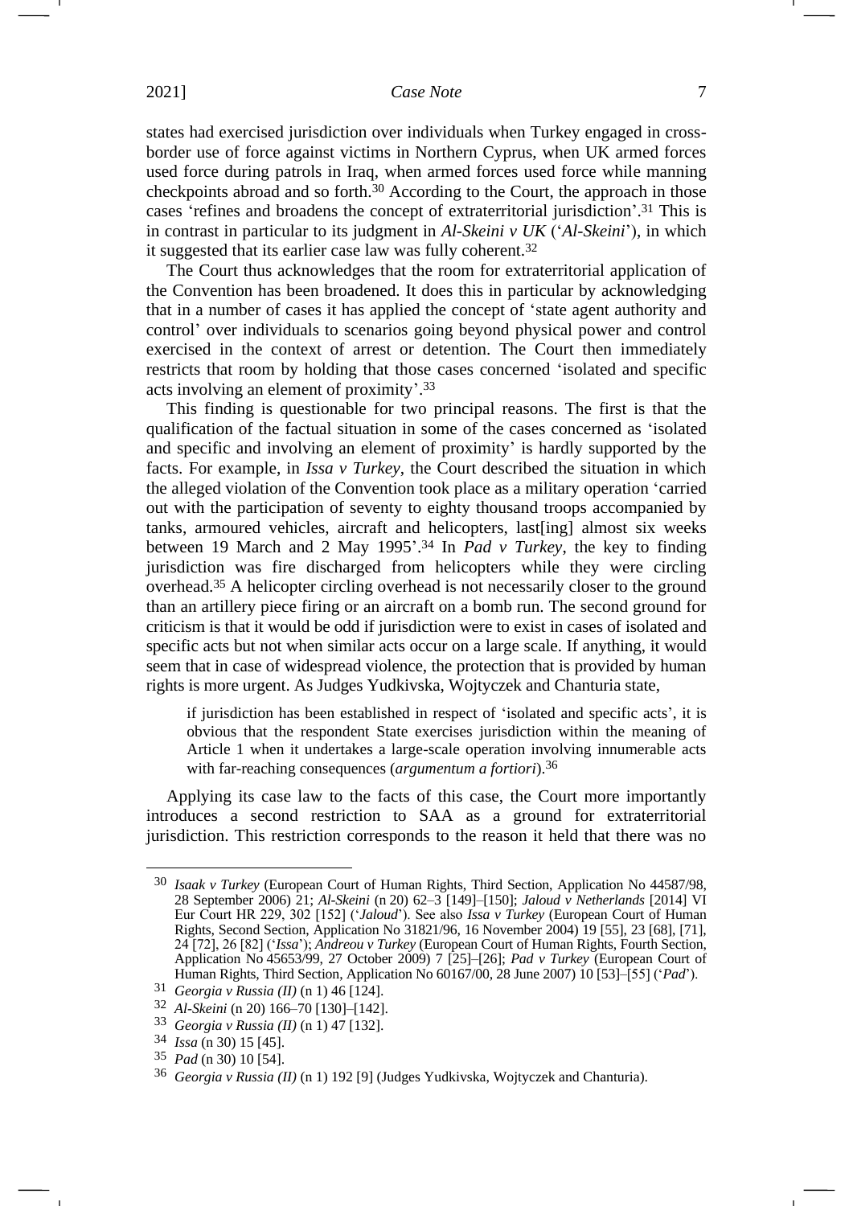states had exercised jurisdiction over individuals when Turkey engaged in cross-border use of force against victims in Northern Cyprus, when UK armed forces used force during patrols in Iraq, when armed forces used force while manning checkpoints abroad and so forth.[30] According to the Court, the approach in those cases 'refines and broadens the concept of extraterritorial jurisdiction'.[31] This is in contrast in particular to its judgment in *Al-Skeini v UK* ('*Al-Skeini*'), in which it suggested that its earlier case law was fully coherent.[32]

The Court thus acknowledges that the room for extraterritorial application of the Convention has been broadened. It does this in particular by acknowledging that in a number of cases it has applied the concept of 'state agent authority and control' over individuals to scenarios going beyond physical power and control exercised in the context of arrest or detention. The Court then immediately restricts that room by holding that those cases concerned 'isolated and specific acts involving an element of proximity'.[33]

This finding is questionable for two principal reasons. The first is that the qualification of the factual situation in some of the cases concerned as 'isolated and specific and involving an element of proximity' is hardly supported by the facts. For example, in *Issa v Turkey*, the Court described the situation in which the alleged violation of the Convention took place as a military operation 'carried out with the participation of seventy to eighty thousand troops accompanied by tanks, armoured vehicles, aircraft and helicopters, last[ing] almost six weeks between 19 March and 2 May 1995'.[34] In *Pad v Turkey*, the key to finding jurisdiction was fire discharged from helicopters while they were circling overhead.[35] A helicopter circling overhead is not necessarily closer to the ground than an artillery piece firing or an aircraft on a bomb run. The second ground for criticism is that it would be odd if jurisdiction were to exist in cases of isolated and specific acts but not when similar acts occur on a large scale. If anything, it would seem that in case of widespread violence, the protection that is provided by human rights is more urgent. As Judges Yudkivska, Wojtyczek and Chanturia state,

> if jurisdiction has been established in respect of 'isolated and specific acts', it is obvious that the respondent State exercises jurisdiction within the meaning of Article 1 when it undertakes a large-scale operation involving innumerable acts with far-reaching consequences (*argumentum a fortiori*).[36]

Applying its case law to the facts of this case, the Court more importantly introduces a second restriction to SAA as a ground for extraterritorial jurisdiction. This restriction corresponds to the reason it held that there was no

---

30 *Isaak v Turkey* (European Court of Human Rights, Third Section, Application No 44587/98, 28 September 2006) 21; *Al-Skeini* (n 20) 62–3 [149]–[150]; *Jaloud v Netherlands* [2014] VI Eur Court HR 229, 302 [152] ('*Jaloud*'). See also *Issa v Turkey* (European Court of Human Rights, Second Section, Application No 31821/96, 16 November 2004) 19 [55], 23 [68], [71], 24 [72], 26 [82] ('*Issa*'); *Andreou v Turkey* (European Court of Human Rights, Fourth Section, Application No 45653/99, 27 October 2009) 7 [25]–[26]; *Pad v Turkey* (European Court of Human Rights, Third Section, Application No 60167/00, 28 June 2007) 10 [53]–[55] ('*Pad*').

31 *Georgia v Russia (II)* (n 1) 46 [124].

32 *Al-Skeini* (n 20) 166–70 [130]–[142].

33 *Georgia v Russia (II)* (n 1) 47 [132].

34 *Issa* (n 30) 15 [45].

35 *Pad* (n 30) 10 [54].

36 *Georgia v Russia (II)* (n 1) 192 [9] (Judges Yudkivska, Wojtyczek and Chanturia).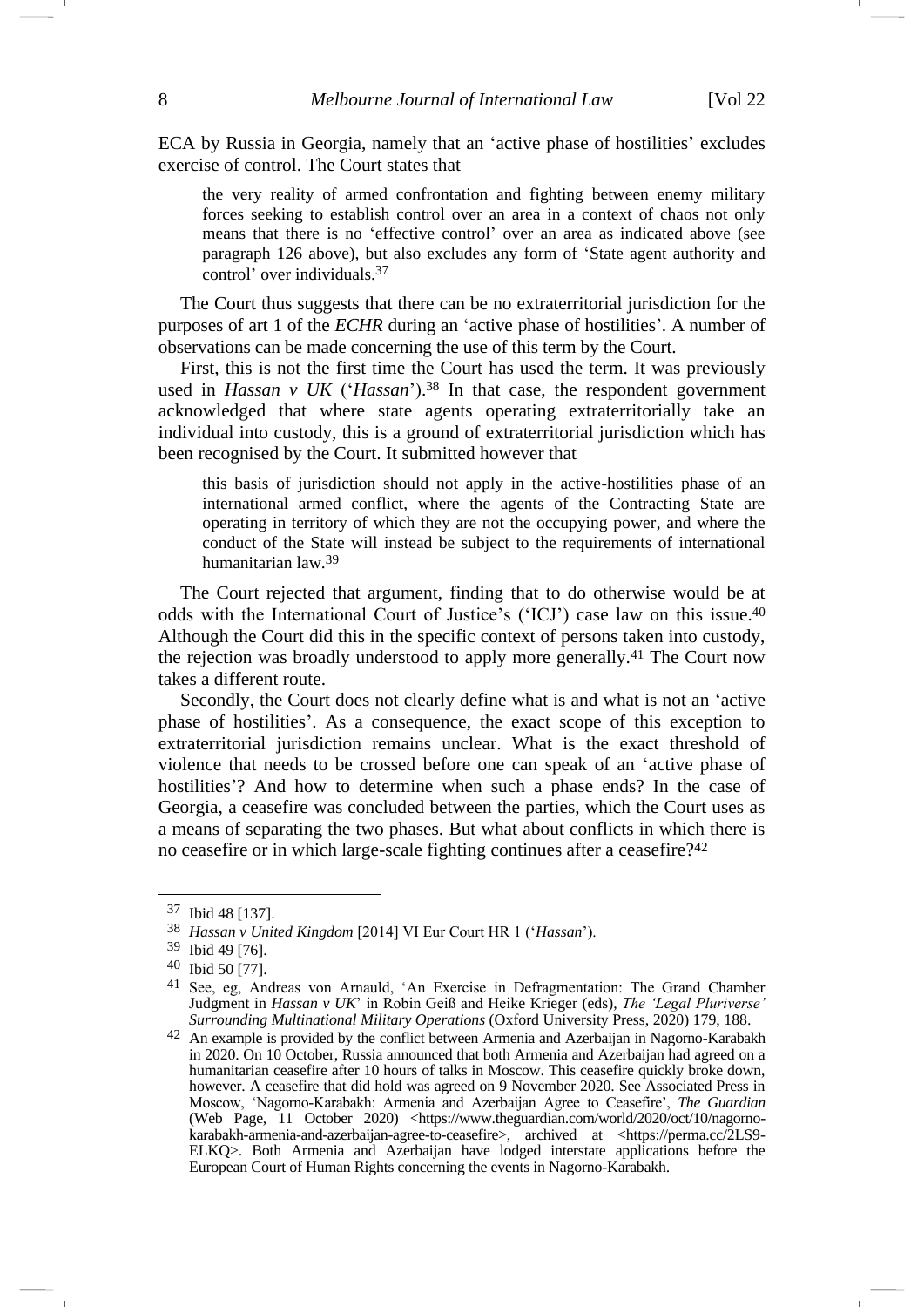ECA by Russia in Georgia, namely that an 'active phase of hostilities' excludes exercise of control. The Court states that

> the very reality of armed confrontation and fighting between enemy military forces seeking to establish control over an area in a context of chaos not only means that there is no 'effective control' over an area as indicated above (see paragraph 126 above), but also excludes any form of 'State agent authority and control' over individuals.[37]

The Court thus suggests that there can be no extraterritorial jurisdiction for the purposes of art 1 of the *ECHR* during an 'active phase of hostilities'. A number of observations can be made concerning the use of this term by the Court.

First, this is not the first time the Court has used the term. It was previously used in *Hassan v UK* ('*Hassan*').[38] In that case, the respondent government acknowledged that where state agents operating extraterritorially take an individual into custody, this is a ground of extraterritorial jurisdiction which has been recognised by the Court. It submitted however that

> this basis of jurisdiction should not apply in the active-hostilities phase of an international armed conflict, where the agents of the Contracting State are operating in territory of which they are not the occupying power, and where the conduct of the State will instead be subject to the requirements of international humanitarian law.[39]

The Court rejected that argument, finding that to do otherwise would be at odds with the International Court of Justice's ('ICJ') case law on this issue.[40] Although the Court did this in the specific context of persons taken into custody, the rejection was broadly understood to apply more generally.[41] The Court now takes a different route.

Secondly, the Court does not clearly define what is and what is not an 'active phase of hostilities'. As a consequence, the exact scope of this exception to extraterritorial jurisdiction remains unclear. What is the exact threshold of violence that needs to be crossed before one can speak of an 'active phase of hostilities'? And how to determine when such a phase ends? In the case of Georgia, a ceasefire was concluded between the parties, which the Court uses as a means of separating the two phases. But what about conflicts in which there is no ceasefire or in which large-scale fighting continues after a ceasefire?[42]

---

[37] Ibid 48 [137].

[38] *Hassan v United Kingdom* [2014] VI Eur Court HR 1 ('*Hassan*').

[39] Ibid 49 [76].

[40] Ibid 50 [77].

[41] See, eg, Andreas von Arnauld, 'An Exercise in Defragmentation: The Grand Chamber Judgment in *Hassan v UK*' in Robin Geiß and Heike Krieger (eds), *The 'Legal Pluriverse' Surrounding Multinational Military Operations* (Oxford University Press, 2020) 179, 188.

[42] An example is provided by the conflict between Armenia and Azerbaijan in Nagorno-Karabakh in 2020. On 10 October, Russia announced that both Armenia and Azerbaijan had agreed on a humanitarian ceasefire after 10 hours of talks in Moscow. This ceasefire quickly broke down, however. A ceasefire that did hold was agreed on 9 November 2020. See Associated Press in Moscow, 'Nagorno-Karabakh: Armenia and Azerbaijan Agree to Ceasefire', *The Guardian* (Web Page, 11 October 2020) <https://www.theguardian.com/world/2020/oct/10/nagorno-karabakh-armenia-and-azerbaijan-agree-to-ceasefire>, archived at <https://perma.cc/2LS9-ELKQ>. Both Armenia and Azerbaijan have lodged interstate applications before the European Court of Human Rights concerning the events in Nagorno-Karabakh.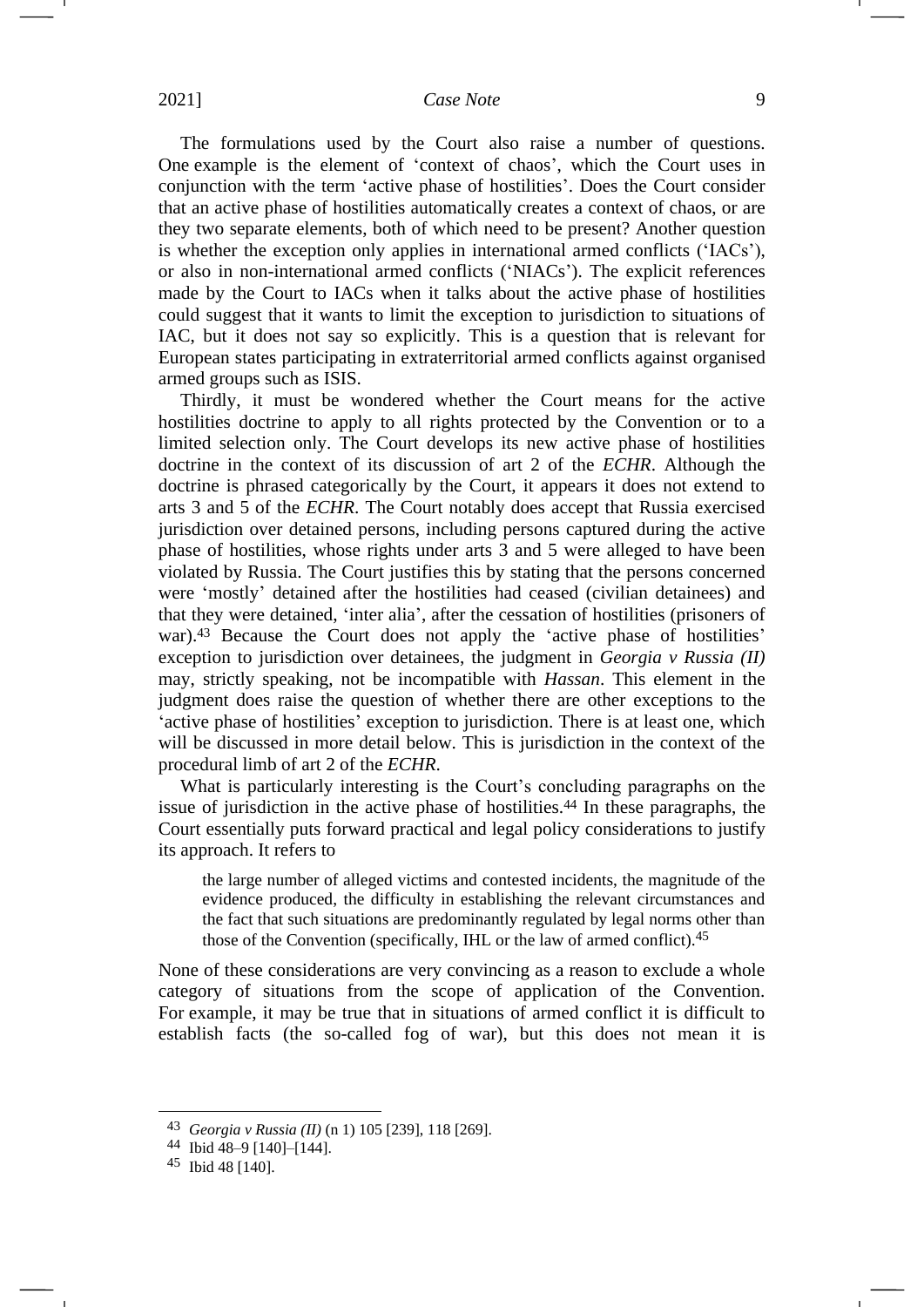The formulations used by the Court also raise a number of questions. One example is the element of 'context of chaos', which the Court uses in conjunction with the term 'active phase of hostilities'. Does the Court consider that an active phase of hostilities automatically creates a context of chaos, or are they two separate elements, both of which need to be present? Another question is whether the exception only applies in international armed conflicts ('IACs'), or also in non-international armed conflicts ('NIACs'). The explicit references made by the Court to IACs when it talks about the active phase of hostilities could suggest that it wants to limit the exception to jurisdiction to situations of IAC, but it does not say so explicitly. This is a question that is relevant for European states participating in extraterritorial armed conflicts against organised armed groups such as ISIS.

Thirdly, it must be wondered whether the Court means for the active hostilities doctrine to apply to all rights protected by the Convention or to a limited selection only. The Court develops its new active phase of hostilities doctrine in the context of its discussion of art 2 of the *ECHR*. Although the doctrine is phrased categorically by the Court, it appears it does not extend to arts 3 and 5 of the *ECHR*. The Court notably does accept that Russia exercised jurisdiction over detained persons, including persons captured during the active phase of hostilities, whose rights under arts 3 and 5 were alleged to have been violated by Russia. The Court justifies this by stating that the persons concerned were 'mostly' detained after the hostilities had ceased (civilian detainees) and that they were detained, 'inter alia', after the cessation of hostilities (prisoners of war).[43] Because the Court does not apply the 'active phase of hostilities' exception to jurisdiction over detainees, the judgment in *Georgia v Russia (II)* may, strictly speaking, not be incompatible with *Hassan*. This element in the judgment does raise the question of whether there are other exceptions to the 'active phase of hostilities' exception to jurisdiction. There is at least one, which will be discussed in more detail below. This is jurisdiction in the context of the procedural limb of art 2 of the *ECHR*.

What is particularly interesting is the Court's concluding paragraphs on the issue of jurisdiction in the active phase of hostilities.[44] In these paragraphs, the Court essentially puts forward practical and legal policy considerations to justify its approach. It refers to

> the large number of alleged victims and contested incidents, the magnitude of the evidence produced, the difficulty in establishing the relevant circumstances and the fact that such situations are predominantly regulated by legal norms other than those of the Convention (specifically, IHL or the law of armed conflict).[45]

None of these considerations are very convincing as a reason to exclude a whole category of situations from the scope of application of the Convention. For example, it may be true that in situations of armed conflict it is difficult to establish facts (the so-called fog of war), but this does not mean it is

---

[43] *Georgia v Russia (II)* (n 1) 105 [239], 118 [269].

[44] Ibid 48–9 [140]–[144].

[45] Ibid 48 [140].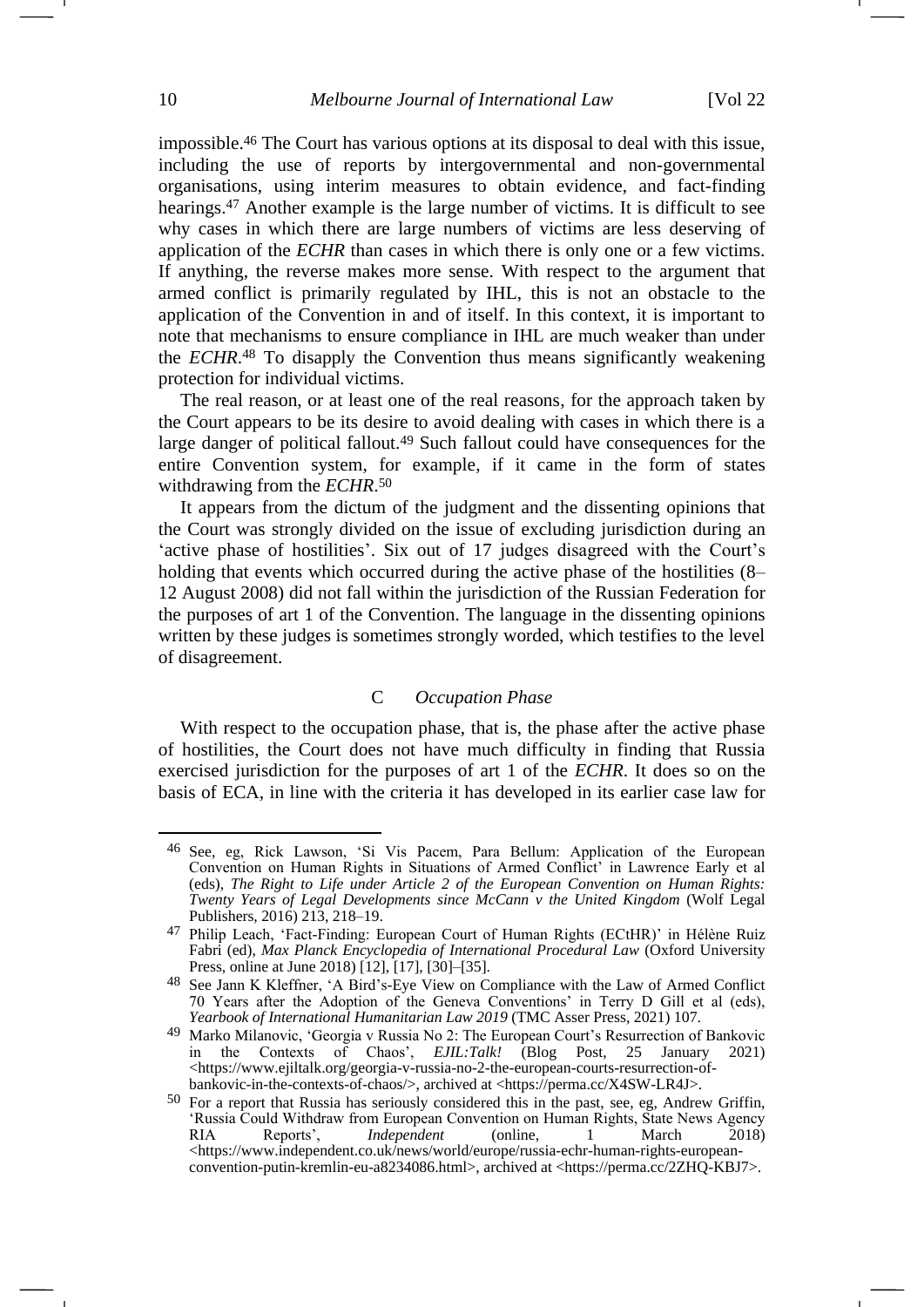impossible.[46] The Court has various options at its disposal to deal with this issue, including the use of reports by intergovernmental and non-governmental organisations, using interim measures to obtain evidence, and fact-finding hearings.[47] Another example is the large number of victims. It is difficult to see why cases in which there are large numbers of victims are less deserving of application of the *ECHR* than cases in which there is only one or a few victims. If anything, the reverse makes more sense. With respect to the argument that armed conflict is primarily regulated by IHL, this is not an obstacle to the application of the Convention in and of itself. In this context, it is important to note that mechanisms to ensure compliance in IHL are much weaker than under the *ECHR*.[48] To disapply the Convention thus means significantly weakening protection for individual victims.

The real reason, or at least one of the real reasons, for the approach taken by the Court appears to be its desire to avoid dealing with cases in which there is a large danger of political fallout.[49] Such fallout could have consequences for the entire Convention system, for example, if it came in the form of states withdrawing from the *ECHR*.[50]

It appears from the dictum of the judgment and the dissenting opinions that the Court was strongly divided on the issue of excluding jurisdiction during an 'active phase of hostilities'. Six out of 17 judges disagreed with the Court's holding that events which occurred during the active phase of the hostilities (8–12 August 2008) did not fall within the jurisdiction of the Russian Federation for the purposes of art 1 of the Convention. The language in the dissenting opinions written by these judges is sometimes strongly worded, which testifies to the level of disagreement.

### C *Occupation Phase*

With respect to the occupation phase, that is, the phase after the active phase of hostilities, the Court does not have much difficulty in finding that Russia exercised jurisdiction for the purposes of art 1 of the *ECHR*. It does so on the basis of ECA, in line with the criteria it has developed in its earlier case law for

---

[46] See, eg, Rick Lawson, 'Si Vis Pacem, Para Bellum: Application of the European Convention on Human Rights in Situations of Armed Conflict' in Lawrence Early et al (eds), *The Right to Life under Article 2 of the European Convention on Human Rights: Twenty Years of Legal Developments since McCann v the United Kingdom* (Wolf Legal Publishers, 2016) 213, 218–19.

[47] Philip Leach, 'Fact-Finding: European Court of Human Rights (ECtHR)' in Hélène Ruiz Fabri (ed), *Max Planck Encyclopedia of International Procedural Law* (Oxford University Press, online at June 2018) [12], [17], [30]–[35].

[48] See Jann K Kleffner, 'A Bird's-Eye View on Compliance with the Law of Armed Conflict 70 Years after the Adoption of the Geneva Conventions' in Terry D Gill et al (eds), *Yearbook of International Humanitarian Law 2019* (TMC Asser Press, 2021) 107.

[49] Marko Milanovic, 'Georgia v Russia No 2: The European Court's Resurrection of Bankovic in the Contexts of Chaos', *EJIL:Talk!* (Blog Post, 25 January 2021) <https://www.ejiltalk.org/georgia-v-russia-no-2-the-european-courts-resurrection-of-bankovic-in-the-contexts-of-chaos/>, archived at <https://perma.cc/X4SW-LR4J>.

[50] For a report that Russia has seriously considered this in the past, see, eg, Andrew Griffin, 'Russia Could Withdraw from European Convention on Human Rights, State News Agency RIA Reports', *Independent* (online, 1 March 2018) <https://www.independent.co.uk/news/world/europe/russia-echr-human-rights-european-convention-putin-kremlin-eu-a8234086.html>, archived at <https://perma.cc/2ZHQ-KBJ7>.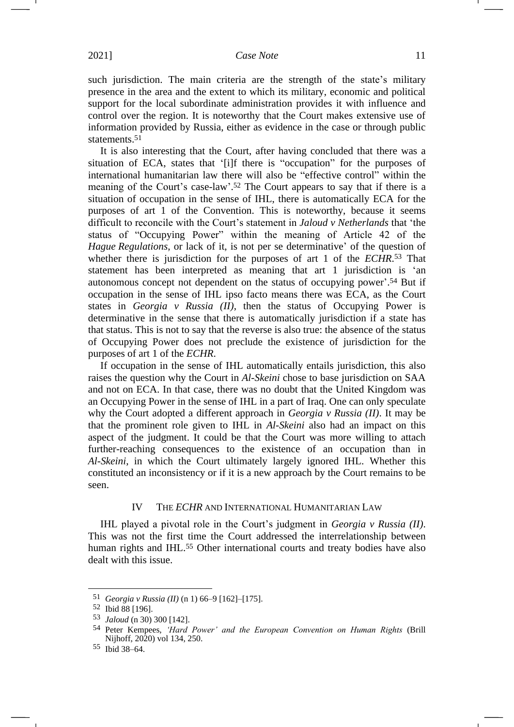such jurisdiction. The main criteria are the strength of the state's military presence in the area and the extent to which its military, economic and political support for the local subordinate administration provides it with influence and control over the region. It is noteworthy that the Court makes extensive use of information provided by Russia, either as evidence in the case or through public statements.[51]

It is also interesting that the Court, after having concluded that there was a situation of ECA, states that '[i]f there is "occupation" for the purposes of international humanitarian law there will also be "effective control" within the meaning of the Court's case-law'.[52] The Court appears to say that if there is a situation of occupation in the sense of IHL, there is automatically ECA for the purposes of art 1 of the Convention. This is noteworthy, because it seems difficult to reconcile with the Court's statement in *Jaloud v Netherlands* that 'the status of "Occupying Power" within the meaning of Article 42 of the *Hague Regulations*, or lack of it, is not per se determinative' of the question of whether there is jurisdiction for the purposes of art 1 of the *ECHR*.[53] That statement has been interpreted as meaning that art 1 jurisdiction is 'an autonomous concept not dependent on the status of occupying power'.[54] But if occupation in the sense of IHL ipso facto means there was ECA, as the Court states in *Georgia v Russia (II)*, then the status of Occupying Power is determinative in the sense that there is automatically jurisdiction if a state has that status. This is not to say that the reverse is also true: the absence of the status of Occupying Power does not preclude the existence of jurisdiction for the purposes of art 1 of the *ECHR*.

If occupation in the sense of IHL automatically entails jurisdiction, this also raises the question why the Court in *Al-Skeini* chose to base jurisdiction on SAA and not on ECA. In that case, there was no doubt that the United Kingdom was an Occupying Power in the sense of IHL in a part of Iraq. One can only speculate why the Court adopted a different approach in *Georgia v Russia (II)*. It may be that the prominent role given to IHL in *Al-Skeini* also had an impact on this aspect of the judgment. It could be that the Court was more willing to attach further-reaching consequences to the existence of an occupation than in *Al-Skeini*, in which the Court ultimately largely ignored IHL. Whether this constituted an inconsistency or if it is a new approach by the Court remains to be seen.

## IV THE *ECHR* AND INTERNATIONAL HUMANITARIAN LAW

IHL played a pivotal role in the Court's judgment in *Georgia v Russia (II)*. This was not the first time the Court addressed the interrelationship between human rights and IHL.[55] Other international courts and treaty bodies have also dealt with this issue.

---

[51] *Georgia v Russia (II)* (n 1) 66–9 [162]–[175].

[52] Ibid 88 [196].

[53] *Jaloud* (n 30) 300 [142].

[54] Peter Kempees, *'Hard Power' and the European Convention on Human Rights* (Brill Nijhoff, 2020) vol 134, 250.

[55] Ibid 38–64.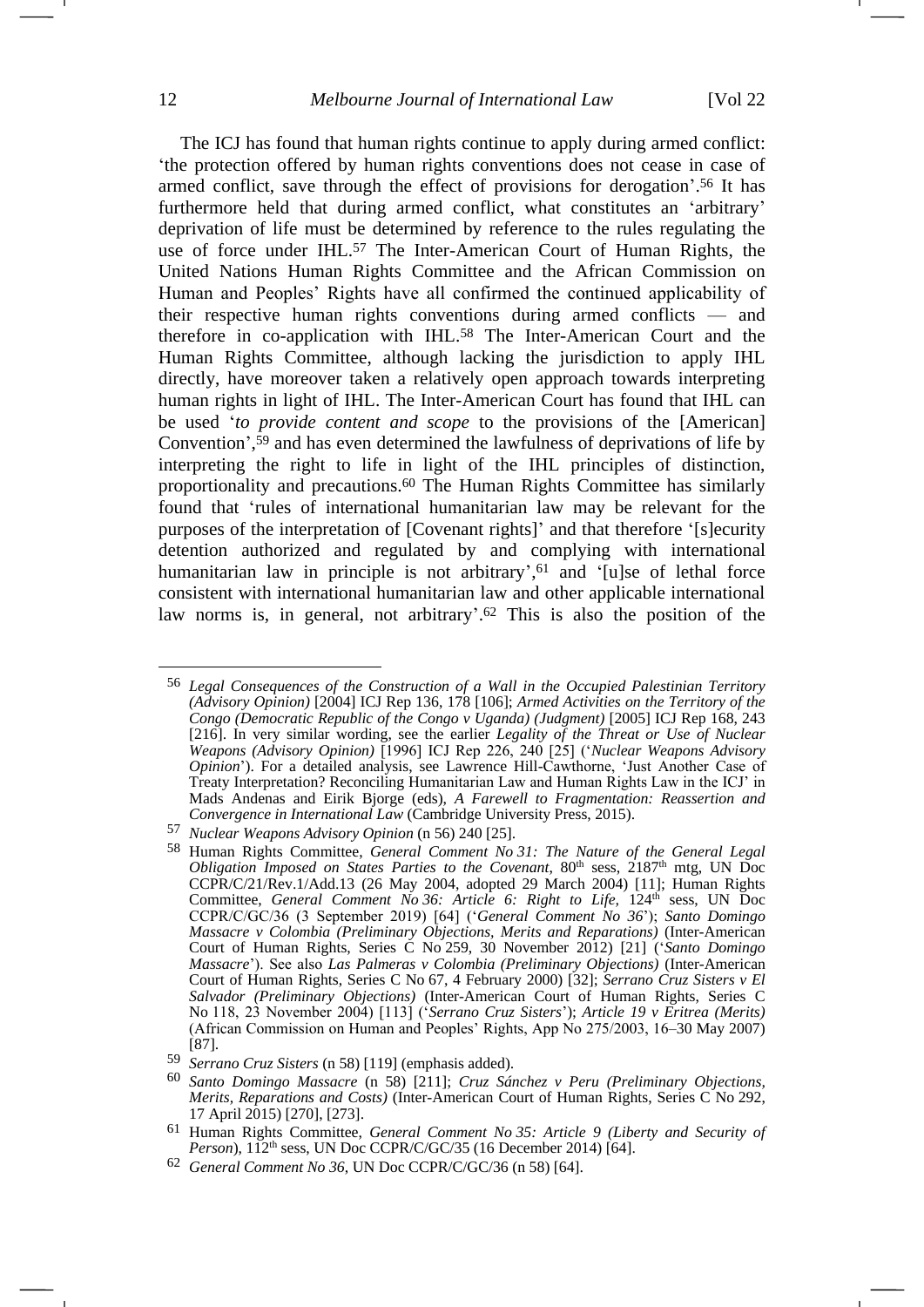The ICJ has found that human rights continue to apply during armed conflict: 'the protection offered by human rights conventions does not cease in case of armed conflict, save through the effect of provisions for derogation'.[56] It has furthermore held that during armed conflict, what constitutes an 'arbitrary' deprivation of life must be determined by reference to the rules regulating the use of force under IHL.[57] The Inter-American Court of Human Rights, the United Nations Human Rights Committee and the African Commission on Human and Peoples' Rights have all confirmed the continued applicability of their respective human rights conventions during armed conflicts — and therefore in co-application with IHL.[58] The Inter-American Court and the Human Rights Committee, although lacking the jurisdiction to apply IHL directly, have moreover taken a relatively open approach towards interpreting human rights in light of IHL. The Inter-American Court has found that IHL can be used '*to provide content and scope* to the provisions of the [American] Convention',[59] and has even determined the lawfulness of deprivations of life by interpreting the right to life in light of the IHL principles of distinction, proportionality and precautions.[60] The Human Rights Committee has similarly found that 'rules of international humanitarian law may be relevant for the purposes of the interpretation of [Covenant rights]' and that therefore '[s]ecurity detention authorized and regulated by and complying with international humanitarian law in principle is not arbitrary',[61] and '[u]se of lethal force consistent with international humanitarian law and other applicable international law norms is, in general, not arbitrary'.[62] This is also the position of the

---

[56] *Legal Consequences of the Construction of a Wall in the Occupied Palestinian Territory (Advisory Opinion)* [2004] ICJ Rep 136, 178 [106]; *Armed Activities on the Territory of the Congo (Democratic Republic of the Congo v Uganda) (Judgment)* [2005] ICJ Rep 168, 243 [216]. In very similar wording, see the earlier *Legality of the Threat or Use of Nuclear Weapons (Advisory Opinion)* [1996] ICJ Rep 226, 240 [25] ('*Nuclear Weapons Advisory Opinion*'). For a detailed analysis, see Lawrence Hill-Cawthorne, 'Just Another Case of Treaty Interpretation? Reconciling Humanitarian Law and Human Rights Law in the ICJ' in Mads Andenas and Eirik Bjorge (eds), *A Farewell to Fragmentation: Reassertion and Convergence in International Law* (Cambridge University Press, 2015).

[57] *Nuclear Weapons Advisory Opinion* (n 56) 240 [25].

[58] Human Rights Committee, *General Comment No 31: The Nature of the General Legal Obligation Imposed on States Parties to the Covenant*, 80th sess, 2187th mtg, UN Doc CCPR/C/21/Rev.1/Add.13 (26 May 2004, adopted 29 March 2004) [11]; Human Rights Committee, *General Comment No 36: Article 6: Right to Life*, 124th sess, UN Doc CCPR/C/GC/36 (3 September 2019) [64] ('*General Comment No 36*'); *Santo Domingo Massacre v Colombia (Preliminary Objections, Merits and Reparations)* (Inter-American Court of Human Rights, Series C No 259, 30 November 2012) [21] ('*Santo Domingo Massacre*'). See also *Las Palmeras v Colombia (Preliminary Objections)* (Inter-American Court of Human Rights, Series C No 67, 4 February 2000) [32]; *Serrano Cruz Sisters v El Salvador (Preliminary Objections)* (Inter-American Court of Human Rights, Series C No 118, 23 November 2004) [113] ('*Serrano Cruz Sisters*'); *Article 19 v Eritrea (Merits)* (African Commission on Human and Peoples' Rights, App No 275/2003, 16–30 May 2007) [87].

[59] *Serrano Cruz Sisters* (n 58) [119] (emphasis added).

[60] *Santo Domingo Massacre* (n 58) [211]; *Cruz Sánchez v Peru (Preliminary Objections, Merits, Reparations and Costs)* (Inter-American Court of Human Rights, Series C No 292, 17 April 2015) [270], [273].

[61] Human Rights Committee, *General Comment No 35: Article 9 (Liberty and Security of Person)*, 112th sess, UN Doc CCPR/C/GC/35 (16 December 2014) [64].

[62] *General Comment No 36*, UN Doc CCPR/C/GC/36 (n 58) [64].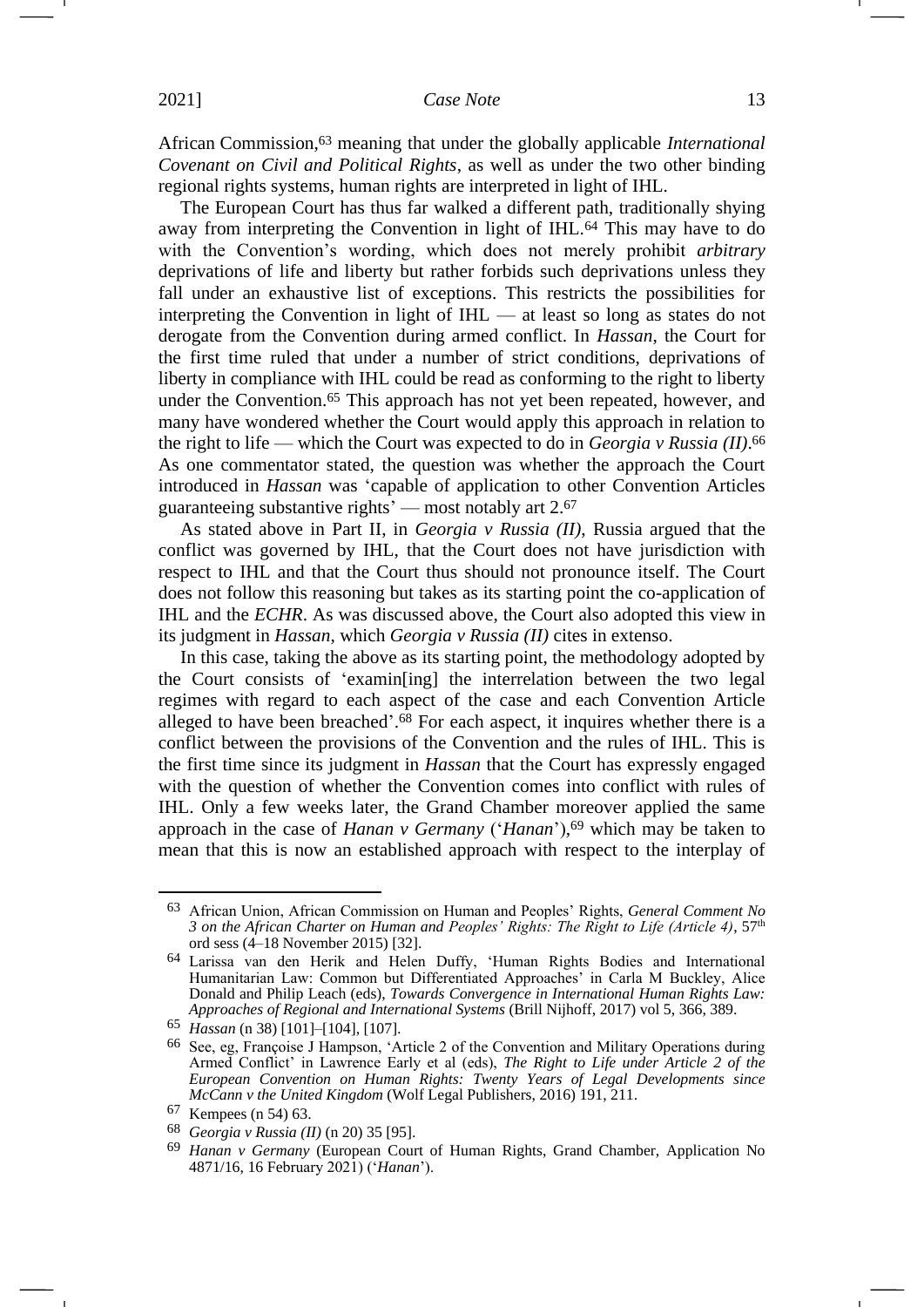African Commission,[63] meaning that under the globally applicable *International Covenant on Civil and Political Rights*, as well as under the two other binding regional rights systems, human rights are interpreted in light of IHL.

The European Court has thus far walked a different path, traditionally shying away from interpreting the Convention in light of IHL.[64] This may have to do with the Convention's wording, which does not merely prohibit *arbitrary* deprivations of life and liberty but rather forbids such deprivations unless they fall under an exhaustive list of exceptions. This restricts the possibilities for interpreting the Convention in light of IHL — at least so long as states do not derogate from the Convention during armed conflict. In *Hassan*, the Court for the first time ruled that under a number of strict conditions, deprivations of liberty in compliance with IHL could be read as conforming to the right to liberty under the Convention.[65] This approach has not yet been repeated, however, and many have wondered whether the Court would apply this approach in relation to the right to life — which the Court was expected to do in *Georgia v Russia (II)*.[66] As one commentator stated, the question was whether the approach the Court introduced in *Hassan* was 'capable of application to other Convention Articles guaranteeing substantive rights' — most notably art 2.[67]

As stated above in Part II, in *Georgia v Russia (II)*, Russia argued that the conflict was governed by IHL, that the Court does not have jurisdiction with respect to IHL and that the Court thus should not pronounce itself. The Court does not follow this reasoning but takes as its starting point the co-application of IHL and the *ECHR*. As was discussed above, the Court also adopted this view in its judgment in *Hassan*, which *Georgia v Russia (II)* cites in extenso.

In this case, taking the above as its starting point, the methodology adopted by the Court consists of 'examin[ing] the interrelation between the two legal regimes with regard to each aspect of the case and each Convention Article alleged to have been breached'.[68] For each aspect, it inquires whether there is a conflict between the provisions of the Convention and the rules of IHL. This is the first time since its judgment in *Hassan* that the Court has expressly engaged with the question of whether the Convention comes into conflict with rules of IHL. Only a few weeks later, the Grand Chamber moreover applied the same approach in the case of *Hanan v Germany* ('*Hanan*'),[69] which may be taken to mean that this is now an established approach with respect to the interplay of

---

63 African Union, African Commission on Human and Peoples' Rights, *General Comment No 3 on the African Charter on Human and Peoples' Rights: The Right to Life (Article 4)*, 57th ord sess (4–18 November 2015) [32].

64 Larissa van den Herik and Helen Duffy, 'Human Rights Bodies and International Humanitarian Law: Common but Differentiated Approaches' in Carla M Buckley, Alice Donald and Philip Leach (eds), *Towards Convergence in International Human Rights Law: Approaches of Regional and International Systems* (Brill Nijhoff, 2017) vol 5, 366, 389.

65 *Hassan* (n 38) [101]–[104], [107].

66 See, eg, Françoise J Hampson, 'Article 2 of the Convention and Military Operations during Armed Conflict' in Lawrence Early et al (eds), *The Right to Life under Article 2 of the European Convention on Human Rights: Twenty Years of Legal Developments since McCann v the United Kingdom* (Wolf Legal Publishers, 2016) 191, 211.

67 Kempees (n 54) 63.

68 *Georgia v Russia (II)* (n 20) 35 [95].

69 *Hanan v Germany* (European Court of Human Rights, Grand Chamber, Application No 4871/16, 16 February 2021) ('*Hanan*').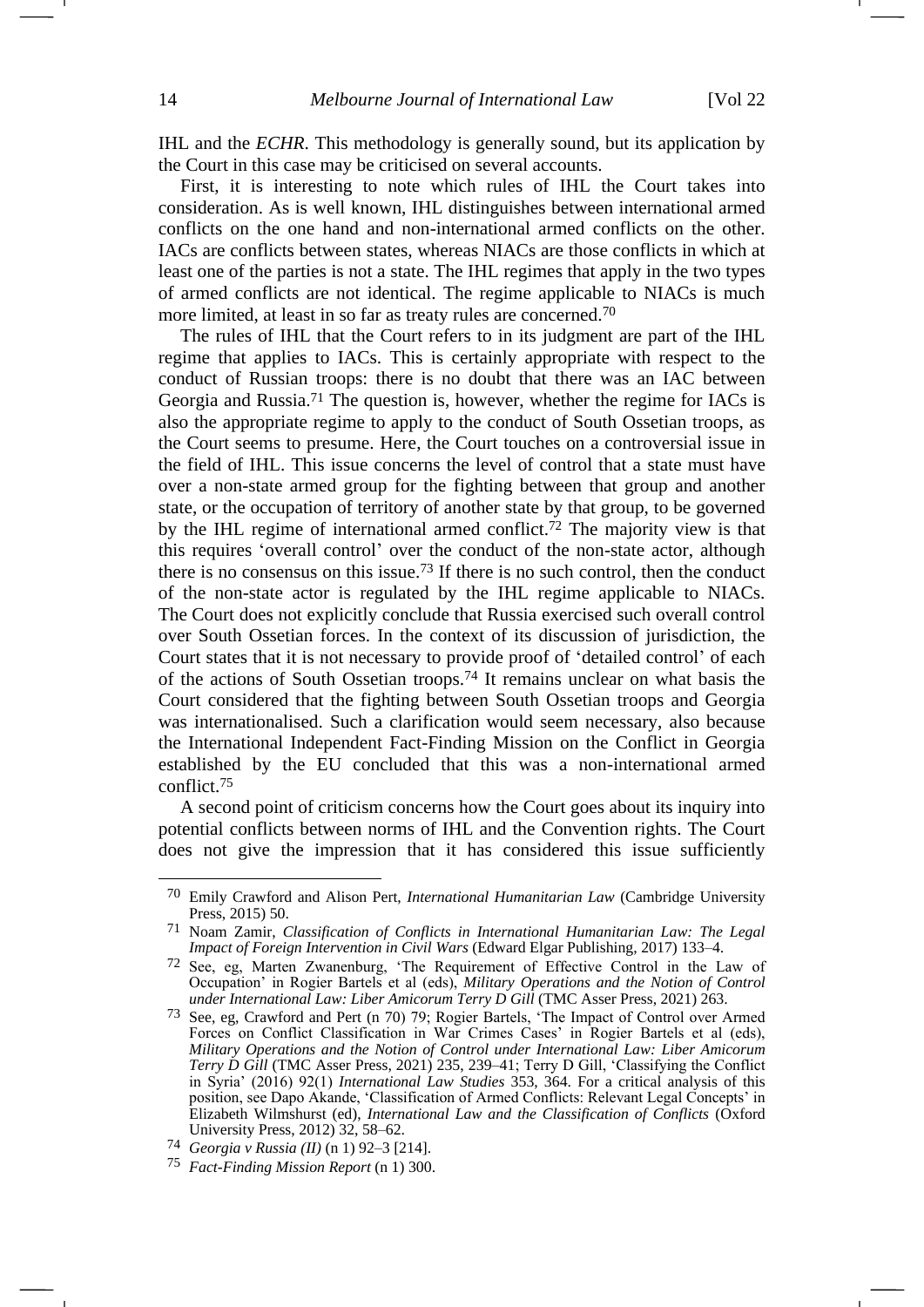IHL and the *ECHR*. This methodology is generally sound, but its application by the Court in this case may be criticised on several accounts.

First, it is interesting to note which rules of IHL the Court takes into consideration. As is well known, IHL distinguishes between international armed conflicts on the one hand and non-international armed conflicts on the other. IACs are conflicts between states, whereas NIACs are those conflicts in which at least one of the parties is not a state. The IHL regimes that apply in the two types of armed conflicts are not identical. The regime applicable to NIACs is much more limited, at least in so far as treaty rules are concerned.[70]

The rules of IHL that the Court refers to in its judgment are part of the IHL regime that applies to IACs. This is certainly appropriate with respect to the conduct of Russian troops: there is no doubt that there was an IAC between Georgia and Russia.[71] The question is, however, whether the regime for IACs is also the appropriate regime to apply to the conduct of South Ossetian troops, as the Court seems to presume. Here, the Court touches on a controversial issue in the field of IHL. This issue concerns the level of control that a state must have over a non-state armed group for the fighting between that group and another state, or the occupation of territory of another state by that group, to be governed by the IHL regime of international armed conflict.[72] The majority view is that this requires 'overall control' over the conduct of the non-state actor, although there is no consensus on this issue.[73] If there is no such control, then the conduct of the non-state actor is regulated by the IHL regime applicable to NIACs. The Court does not explicitly conclude that Russia exercised such overall control over South Ossetian forces. In the context of its discussion of jurisdiction, the Court states that it is not necessary to provide proof of 'detailed control' of each of the actions of South Ossetian troops.[74] It remains unclear on what basis the Court considered that the fighting between South Ossetian troops and Georgia was internationalised. Such a clarification would seem necessary, also because the International Independent Fact-Finding Mission on the Conflict in Georgia established by the EU concluded that this was a non-international armed conflict.[75]

A second point of criticism concerns how the Court goes about its inquiry into potential conflicts between norms of IHL and the Convention rights. The Court does not give the impression that it has considered this issue sufficiently

---

[70] Emily Crawford and Alison Pert, *International Humanitarian Law* (Cambridge University Press, 2015) 50.

[71] Noam Zamir, *Classification of Conflicts in International Humanitarian Law: The Legal Impact of Foreign Intervention in Civil Wars* (Edward Elgar Publishing, 2017) 133–4.

[72] See, eg, Marten Zwanenburg, 'The Requirement of Effective Control in the Law of Occupation' in Rogier Bartels et al (eds), *Military Operations and the Notion of Control under International Law: Liber Amicorum Terry D Gill* (TMC Asser Press, 2021) 263.

[73] See, eg, Crawford and Pert (n 70) 79; Rogier Bartels, 'The Impact of Control over Armed Forces on Conflict Classification in War Crimes Cases' in Rogier Bartels et al (eds), *Military Operations and the Notion of Control under International Law: Liber Amicorum Terry D Gill* (TMC Asser Press, 2021) 235, 239–41; Terry D Gill, 'Classifying the Conflict in Syria' (2016) 92(1) *International Law Studies* 353, 364. For a critical analysis of this position, see Dapo Akande, 'Classification of Armed Conflicts: Relevant Legal Concepts' in Elizabeth Wilmshurst (ed), *International Law and the Classification of Conflicts* (Oxford University Press, 2012) 32, 58–62.

[74] *Georgia v Russia (II)* (n 1) 92–3 [214].

[75] *Fact-Finding Mission Report* (n 1) 300.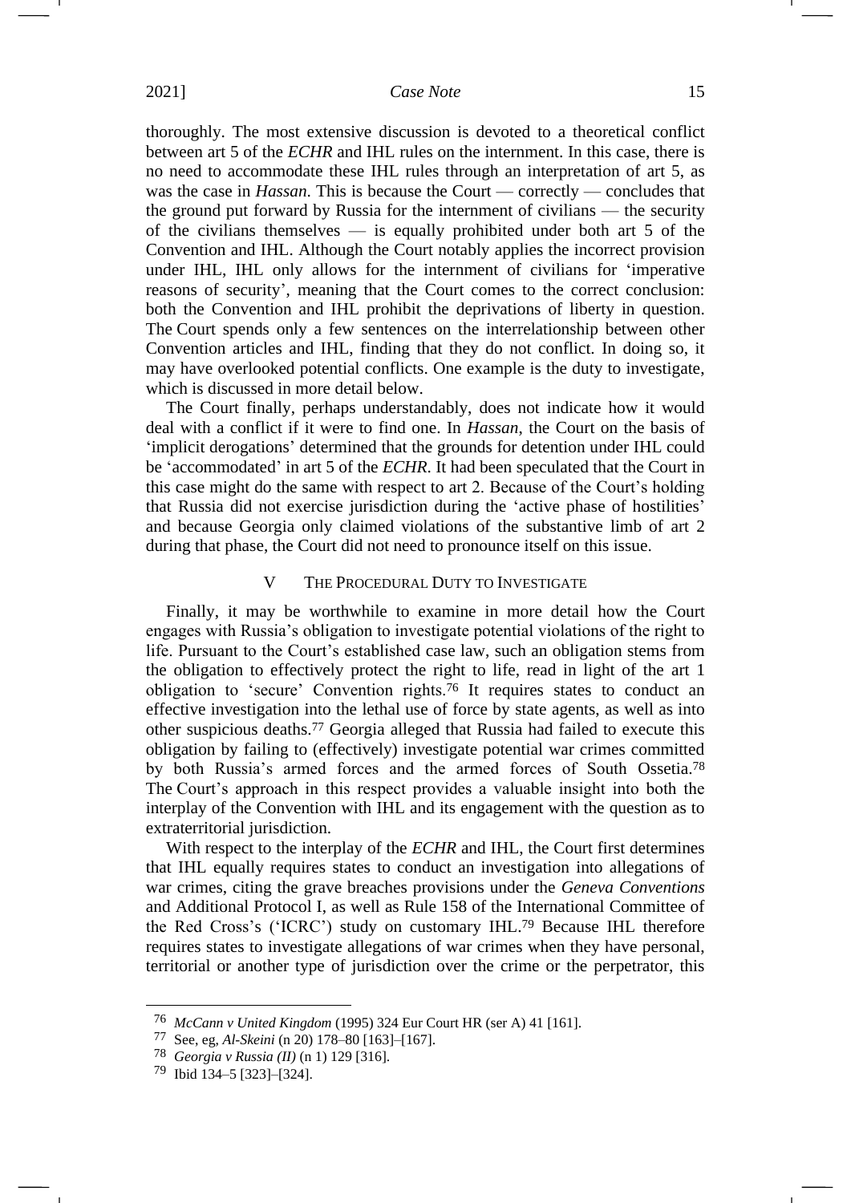thoroughly. The most extensive discussion is devoted to a theoretical conflict between art 5 of the *ECHR* and IHL rules on the internment. In this case, there is no need to accommodate these IHL rules through an interpretation of art 5, as was the case in *Hassan*. This is because the Court — correctly — concludes that the ground put forward by Russia for the internment of civilians — the security of the civilians themselves — is equally prohibited under both art 5 of the Convention and IHL. Although the Court notably applies the incorrect provision under IHL, IHL only allows for the internment of civilians for 'imperative reasons of security', meaning that the Court comes to the correct conclusion: both the Convention and IHL prohibit the deprivations of liberty in question. The Court spends only a few sentences on the interrelationship between other Convention articles and IHL, finding that they do not conflict. In doing so, it may have overlooked potential conflicts. One example is the duty to investigate, which is discussed in more detail below.

The Court finally, perhaps understandably, does not indicate how it would deal with a conflict if it were to find one. In *Hassan*, the Court on the basis of 'implicit derogations' determined that the grounds for detention under IHL could be 'accommodated' in art 5 of the *ECHR*. It had been speculated that the Court in this case might do the same with respect to art 2. Because of the Court's holding that Russia did not exercise jurisdiction during the 'active phase of hostilities' and because Georgia only claimed violations of the substantive limb of art 2 during that phase, the Court did not need to pronounce itself on this issue.

## V The Procedural Duty to Investigate

Finally, it may be worthwhile to examine in more detail how the Court engages with Russia's obligation to investigate potential violations of the right to life. Pursuant to the Court's established case law, such an obligation stems from the obligation to effectively protect the right to life, read in light of the art 1 obligation to 'secure' Convention rights.[76] It requires states to conduct an effective investigation into the lethal use of force by state agents, as well as into other suspicious deaths.[77] Georgia alleged that Russia had failed to execute this obligation by failing to (effectively) investigate potential war crimes committed by both Russia's armed forces and the armed forces of South Ossetia.[78] The Court's approach in this respect provides a valuable insight into both the interplay of the Convention with IHL and its engagement with the question as to extraterritorial jurisdiction.

With respect to the interplay of the *ECHR* and IHL, the Court first determines that IHL equally requires states to conduct an investigation into allegations of war crimes, citing the grave breaches provisions under the *Geneva Conventions* and Additional Protocol I, as well as Rule 158 of the International Committee of the Red Cross's ('ICRC') study on customary IHL.[79] Because IHL therefore requires states to investigate allegations of war crimes when they have personal, territorial or another type of jurisdiction over the crime or the perpetrator, this

---

[76] *McCann v United Kingdom* (1995) 324 Eur Court HR (ser A) 41 [161].

[77] See, eg, *Al-Skeini* (n 20) 178–80 [163]–[167].

[78] *Georgia v Russia (II)* (n 1) 129 [316].

[79] Ibid 134–5 [323]–[324].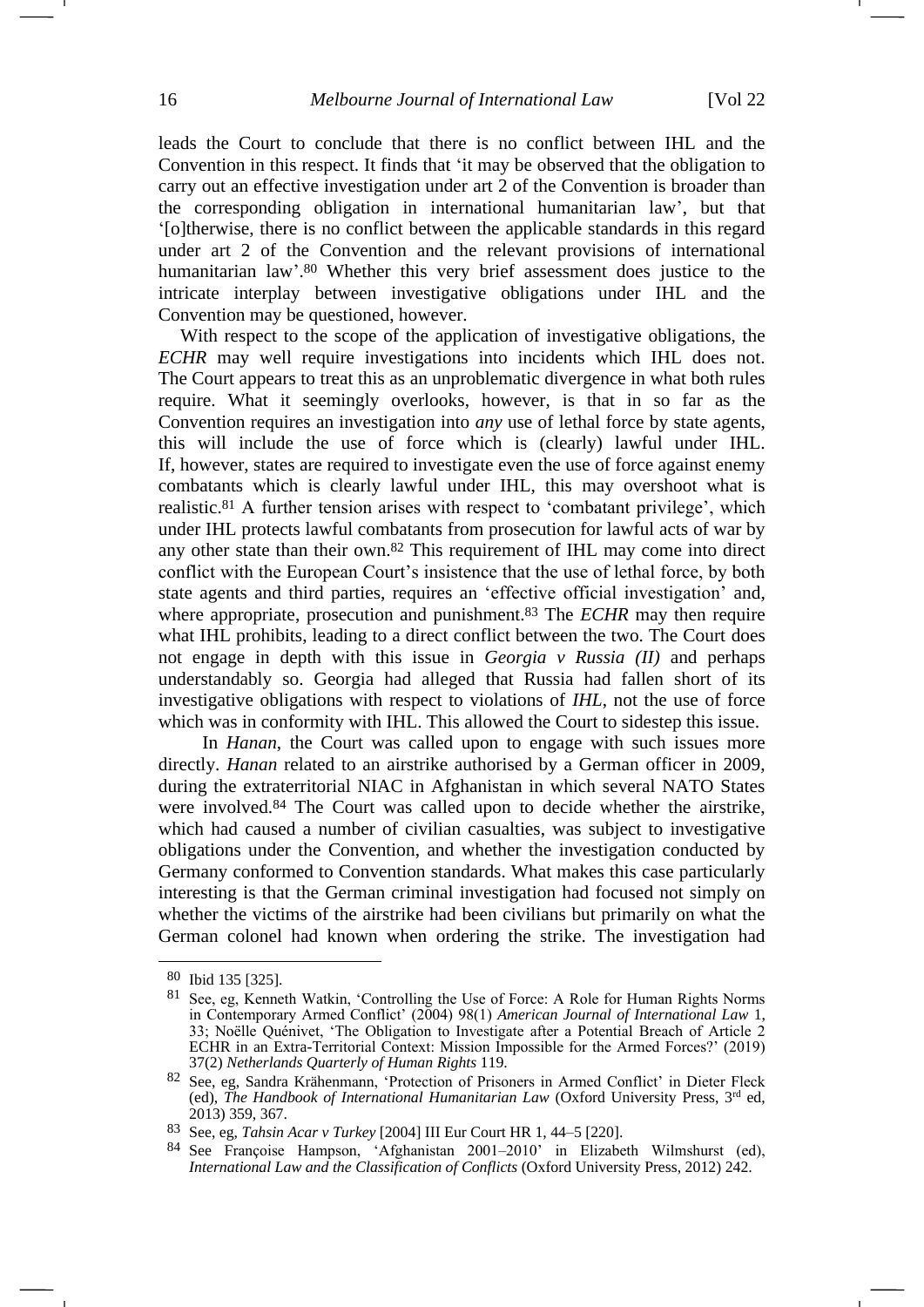leads the Court to conclude that there is no conflict between IHL and the Convention in this respect. It finds that 'it may be observed that the obligation to carry out an effective investigation under art 2 of the Convention is broader than the corresponding obligation in international humanitarian law', but that '[o]therwise, there is no conflict between the applicable standards in this regard under art 2 of the Convention and the relevant provisions of international humanitarian law'.[80] Whether this very brief assessment does justice to the intricate interplay between investigative obligations under IHL and the Convention may be questioned, however.

With respect to the scope of the application of investigative obligations, the *ECHR* may well require investigations into incidents which IHL does not. The Court appears to treat this as an unproblematic divergence in what both rules require. What it seemingly overlooks, however, is that in so far as the Convention requires an investigation into *any* use of lethal force by state agents, this will include the use of force which is (clearly) lawful under IHL. If, however, states are required to investigate even the use of force against enemy combatants which is clearly lawful under IHL, this may overshoot what is realistic.[81] A further tension arises with respect to 'combatant privilege', which under IHL protects lawful combatants from prosecution for lawful acts of war by any other state than their own.[82] This requirement of IHL may come into direct conflict with the European Court's insistence that the use of lethal force, by both state agents and third parties, requires an 'effective official investigation' and, where appropriate, prosecution and punishment.[83] The *ECHR* may then require what IHL prohibits, leading to a direct conflict between the two. The Court does not engage in depth with this issue in *Georgia v Russia (II)* and perhaps understandably so. Georgia had alleged that Russia had fallen short of its investigative obligations with respect to violations of *IHL*, not the use of force which was in conformity with IHL. This allowed the Court to sidestep this issue.

In *Hanan*, the Court was called upon to engage with such issues more directly. *Hanan* related to an airstrike authorised by a German officer in 2009, during the extraterritorial NIAC in Afghanistan in which several NATO States were involved.[84] The Court was called upon to decide whether the airstrike, which had caused a number of civilian casualties, was subject to investigative obligations under the Convention, and whether the investigation conducted by Germany conformed to Convention standards. What makes this case particularly interesting is that the German criminal investigation had focused not simply on whether the victims of the airstrike had been civilians but primarily on what the German colonel had known when ordering the strike. The investigation had

---

80 Ibid 135 [325].

81 See, eg, Kenneth Watkin, 'Controlling the Use of Force: A Role for Human Rights Norms in Contemporary Armed Conflict' (2004) 98(1) *American Journal of International Law* 1, 33; Noëlle Quénivet, 'The Obligation to Investigate after a Potential Breach of Article 2 ECHR in an Extra-Territorial Context: Mission Impossible for the Armed Forces?' (2019) 37(2) *Netherlands Quarterly of Human Rights* 119.

82 See, eg, Sandra Krähenmann, 'Protection of Prisoners in Armed Conflict' in Dieter Fleck (ed), *The Handbook of International Humanitarian Law* (Oxford University Press, 3rd ed, 2013) 359, 367.

83 See, eg, *Tahsin Acar v Turkey* [2004] III Eur Court HR 1, 44–5 [220].

84 See Françoise Hampson, 'Afghanistan 2001–2010' in Elizabeth Wilmshurst (ed), *International Law and the Classification of Conflicts* (Oxford University Press, 2012) 242.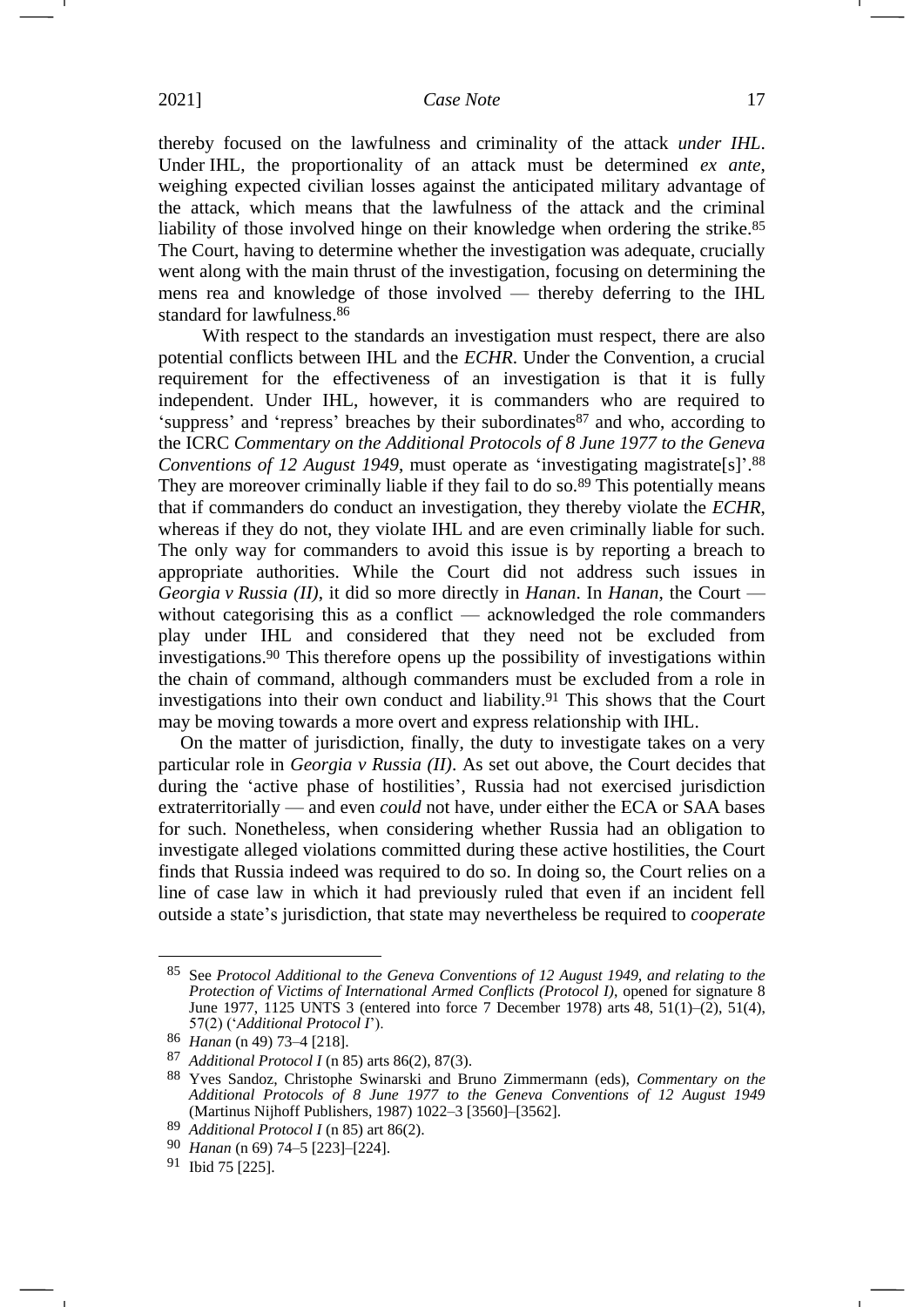thereby focused on the lawfulness and criminality of the attack *under IHL*. Under IHL, the proportionality of an attack must be determined *ex ante*, weighing expected civilian losses against the anticipated military advantage of the attack, which means that the lawfulness of the attack and the criminal liability of those involved hinge on their knowledge when ordering the strike.[85] The Court, having to determine whether the investigation was adequate, crucially went along with the main thrust of the investigation, focusing on determining the mens rea and knowledge of those involved — thereby deferring to the IHL standard for lawfulness.[86]

With respect to the standards an investigation must respect, there are also potential conflicts between IHL and the *ECHR*. Under the Convention, a crucial requirement for the effectiveness of an investigation is that it is fully independent. Under IHL, however, it is commanders who are required to 'suppress' and 'repress' breaches by their subordinates[87] and who, according to the ICRC *Commentary on the Additional Protocols of 8 June 1977 to the Geneva Conventions of 12 August 1949*, must operate as 'investigating magistrate[s]'.[88] They are moreover criminally liable if they fail to do so.[89] This potentially means that if commanders do conduct an investigation, they thereby violate the *ECHR*, whereas if they do not, they violate IHL and are even criminally liable for such. The only way for commanders to avoid this issue is by reporting a breach to appropriate authorities. While the Court did not address such issues in *Georgia v Russia (II)*, it did so more directly in *Hanan*. In *Hanan*, the Court — without categorising this as a conflict — acknowledged the role commanders play under IHL and considered that they need not be excluded from investigations.[90] This therefore opens up the possibility of investigations within the chain of command, although commanders must be excluded from a role in investigations into their own conduct and liability.[91] This shows that the Court may be moving towards a more overt and express relationship with IHL.

On the matter of jurisdiction, finally, the duty to investigate takes on a very particular role in *Georgia v Russia (II)*. As set out above, the Court decides that during the 'active phase of hostilities', Russia had not exercised jurisdiction extraterritorially — and even *could* not have, under either the ECA or SAA bases for such. Nonetheless, when considering whether Russia had an obligation to investigate alleged violations committed during these active hostilities, the Court finds that Russia indeed was required to do so. In doing so, the Court relies on a line of case law in which it had previously ruled that even if an incident fell outside a state's jurisdiction, that state may nevertheless be required to *cooperate*

---

85 See *Protocol Additional to the Geneva Conventions of 12 August 1949, and relating to the Protection of Victims of International Armed Conflicts (Protocol I)*, opened for signature 8 June 1977, 1125 UNTS 3 (entered into force 7 December 1978) arts 48, 51(1)–(2), 51(4), 57(2) ('*Additional Protocol I*').

86 *Hanan* (n 49) 73–4 [218].

87 *Additional Protocol I* (n 85) arts 86(2), 87(3).

88 Yves Sandoz, Christophe Swinarski and Bruno Zimmermann (eds), *Commentary on the Additional Protocols of 8 June 1977 to the Geneva Conventions of 12 August 1949* (Martinus Nijhoff Publishers, 1987) 1022–3 [3560]–[3562].

89 *Additional Protocol I* (n 85) art 86(2).

90 *Hanan* (n 69) 74–5 [223]–[224].

91 Ibid 75 [225].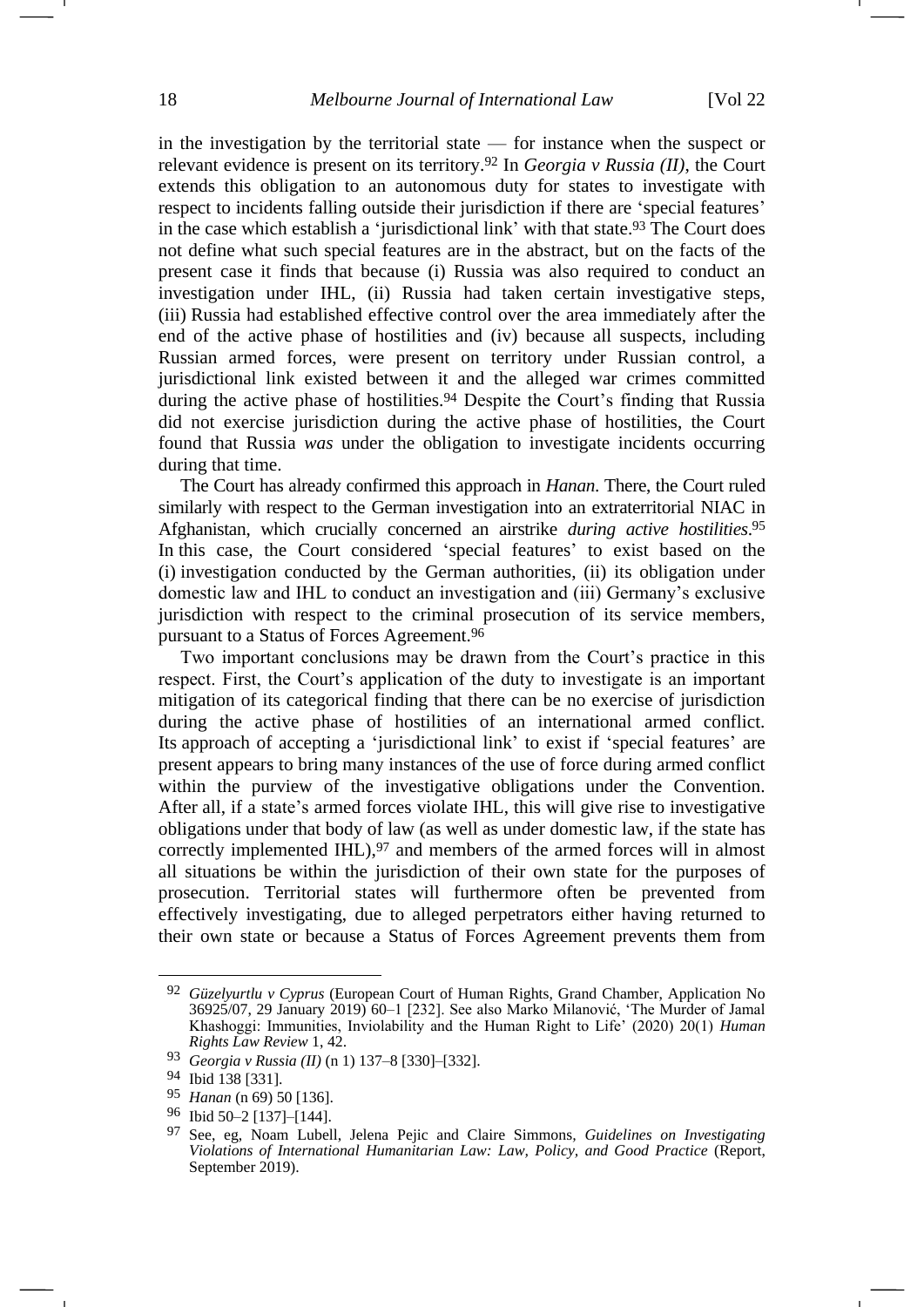in the investigation by the territorial state — for instance when the suspect or relevant evidence is present on its territory.[92] In *Georgia v Russia (II)*, the Court extends this obligation to an autonomous duty for states to investigate with respect to incidents falling outside their jurisdiction if there are 'special features' in the case which establish a 'jurisdictional link' with that state.[93] The Court does not define what such special features are in the abstract, but on the facts of the present case it finds that because (i) Russia was also required to conduct an investigation under IHL, (ii) Russia had taken certain investigative steps, (iii) Russia had established effective control over the area immediately after the end of the active phase of hostilities and (iv) because all suspects, including Russian armed forces, were present on territory under Russian control, a jurisdictional link existed between it and the alleged war crimes committed during the active phase of hostilities.[94] Despite the Court's finding that Russia did not exercise jurisdiction during the active phase of hostilities, the Court found that Russia *was* under the obligation to investigate incidents occurring during that time.

The Court has already confirmed this approach in *Hanan*. There, the Court ruled similarly with respect to the German investigation into an extraterritorial NIAC in Afghanistan, which crucially concerned an airstrike *during active hostilities*.[95] In this case, the Court considered 'special features' to exist based on the (i) investigation conducted by the German authorities, (ii) its obligation under domestic law and IHL to conduct an investigation and (iii) Germany's exclusive jurisdiction with respect to the criminal prosecution of its service members, pursuant to a Status of Forces Agreement.[96]

Two important conclusions may be drawn from the Court's practice in this respect. First, the Court's application of the duty to investigate is an important mitigation of its categorical finding that there can be no exercise of jurisdiction during the active phase of hostilities of an international armed conflict. Its approach of accepting a 'jurisdictional link' to exist if 'special features' are present appears to bring many instances of the use of force during armed conflict within the purview of the investigative obligations under the Convention. After all, if a state's armed forces violate IHL, this will give rise to investigative obligations under that body of law (as well as under domestic law, if the state has correctly implemented IHL),[97] and members of the armed forces will in almost all situations be within the jurisdiction of their own state for the purposes of prosecution. Territorial states will furthermore often be prevented from effectively investigating, due to alleged perpetrators either having returned to their own state or because a Status of Forces Agreement prevents them from

---

[92] *Güzelyurtlu v Cyprus* (European Court of Human Rights, Grand Chamber, Application No 36925/07, 29 January 2019) 60–1 [232]. See also Marko Milanović, 'The Murder of Jamal Khashoggi: Immunities, Inviolability and the Human Right to Life' (2020) 20(1) *Human Rights Law Review* 1, 42.

[93] *Georgia v Russia (II)* (n 1) 137–8 [330]–[332].

[94] Ibid 138 [331].

[95] *Hanan* (n 69) 50 [136].

[96] Ibid 50–2 [137]–[144].

[97] See, eg, Noam Lubell, Jelena Pejic and Claire Simmons, *Guidelines on Investigating Violations of International Humanitarian Law: Law, Policy, and Good Practice* (Report, September 2019).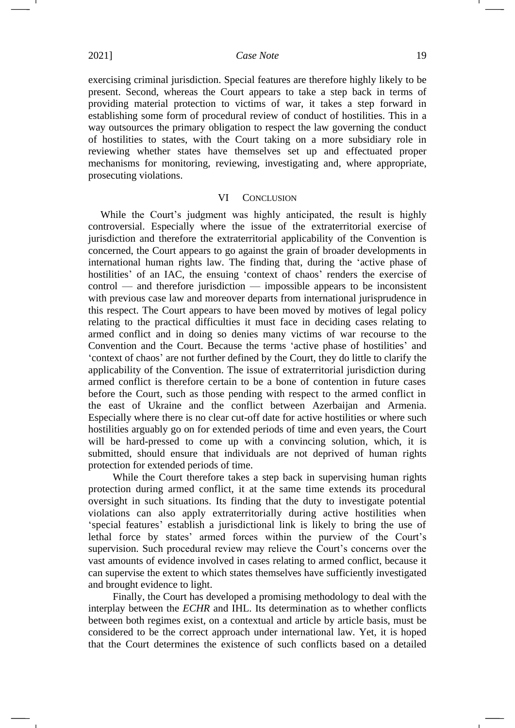exercising criminal jurisdiction. Special features are therefore highly likely to be present. Second, whereas the Court appears to take a step back in terms of providing material protection to victims of war, it takes a step forward in establishing some form of procedural review of conduct of hostilities. This in a way outsources the primary obligation to respect the law governing the conduct of hostilities to states, with the Court taking on a more subsidiary role in reviewing whether states have themselves set up and effectuated proper mechanisms for monitoring, reviewing, investigating and, where appropriate, prosecuting violations.

## VI Conclusion

While the Court's judgment was highly anticipated, the result is highly controversial. Especially where the issue of the extraterritorial exercise of jurisdiction and therefore the extraterritorial applicability of the Convention is concerned, the Court appears to go against the grain of broader developments in international human rights law. The finding that, during the 'active phase of hostilities' of an IAC, the ensuing 'context of chaos' renders the exercise of control — and therefore jurisdiction — impossible appears to be inconsistent with previous case law and moreover departs from international jurisprudence in this respect. The Court appears to have been moved by motives of legal policy relating to the practical difficulties it must face in deciding cases relating to armed conflict and in doing so denies many victims of war recourse to the Convention and the Court. Because the terms 'active phase of hostilities' and 'context of chaos' are not further defined by the Court, they do little to clarify the applicability of the Convention. The issue of extraterritorial jurisdiction during armed conflict is therefore certain to be a bone of contention in future cases before the Court, such as those pending with respect to the armed conflict in the east of Ukraine and the conflict between Azerbaijan and Armenia. Especially where there is no clear cut-off date for active hostilities or where such hostilities arguably go on for extended periods of time and even years, the Court will be hard-pressed to come up with a convincing solution, which, it is submitted, should ensure that individuals are not deprived of human rights protection for extended periods of time.

While the Court therefore takes a step back in supervising human rights protection during armed conflict, it at the same time extends its procedural oversight in such situations. Its finding that the duty to investigate potential violations can also apply extraterritorially during active hostilities when 'special features' establish a jurisdictional link is likely to bring the use of lethal force by states' armed forces within the purview of the Court's supervision. Such procedural review may relieve the Court's concerns over the vast amounts of evidence involved in cases relating to armed conflict, because it can supervise the extent to which states themselves have sufficiently investigated and brought evidence to light.

Finally, the Court has developed a promising methodology to deal with the interplay between the *ECHR* and IHL. Its determination as to whether conflicts between both regimes exist, on a contextual and article by article basis, must be considered to be the correct approach under international law. Yet, it is hoped that the Court determines the existence of such conflicts based on a detailed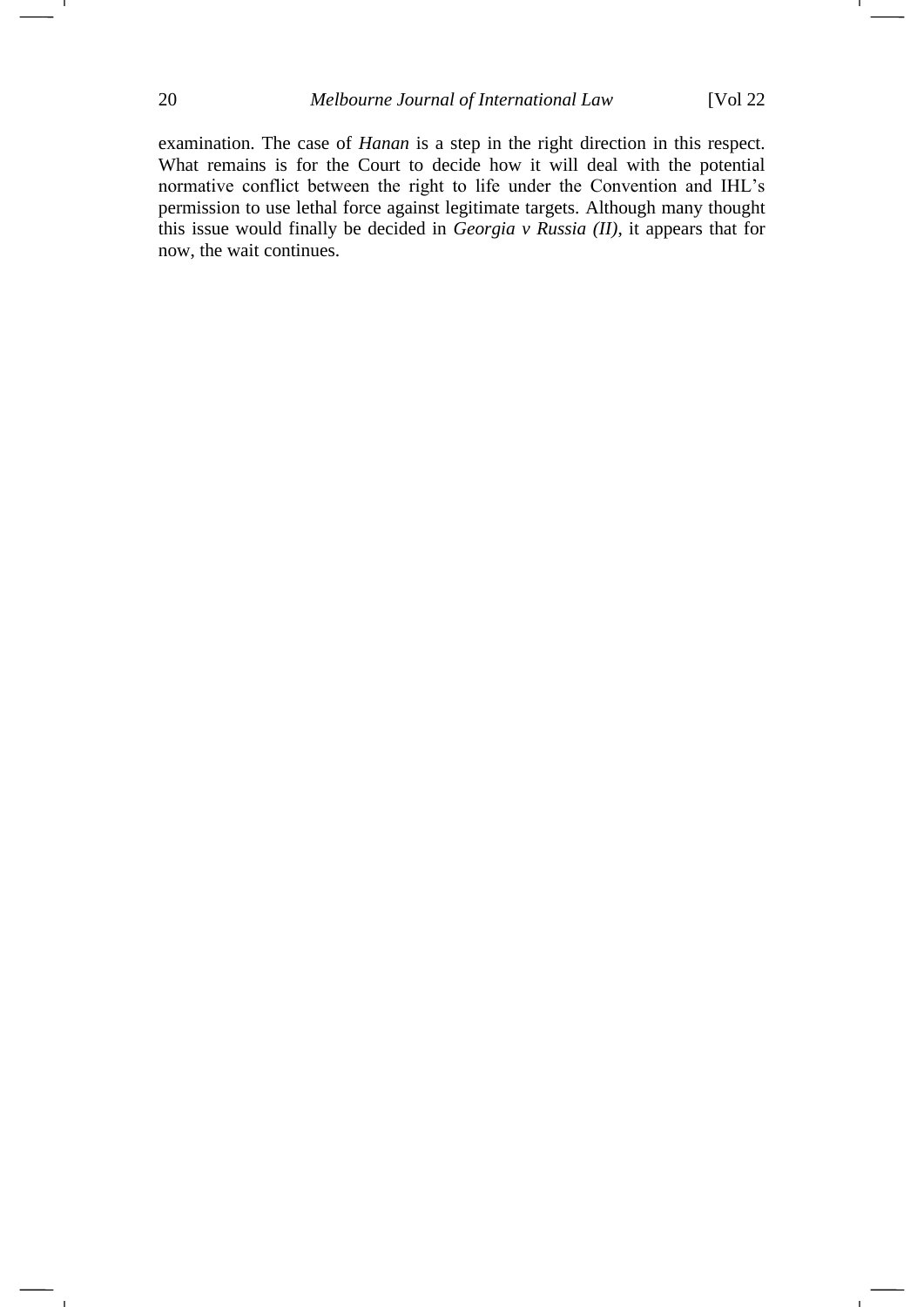examination. The case of *Hanan* is a step in the right direction in this respect. What remains is for the Court to decide how it will deal with the potential normative conflict between the right to life under the Convention and IHL's permission to use lethal force against legitimate targets. Although many thought this issue would finally be decided in *Georgia v Russia (II)*, it appears that for now, the wait continues.